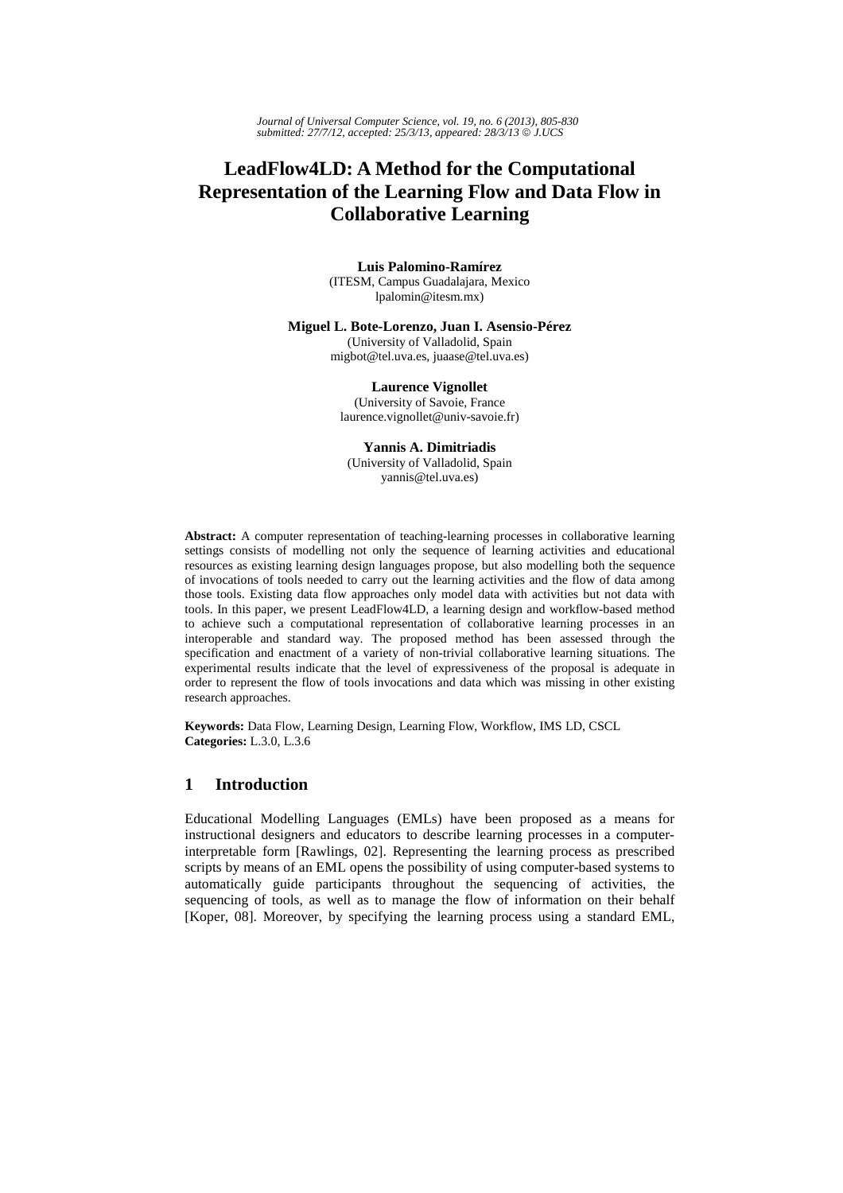# LeadFlow4LD: A Method for the Computational Representation of the Learning Flow and Data Flow in Collaborative Learning

**Luis Palomino-Ramírez**
(ITESM, Campus Guadalajara, Mexico
lpalomin@itesm.mx)

**Miguel L. Bote-Lorenzo, Juan I. Asensio-Pérez**
(University of Valladolid, Spain
migbot@tel.uva.es, juaase@tel.uva.es)

**Laurence Vignollet**
(University of Savoie, France
laurence.vignollet@univ-savoie.fr)

**Yannis A. Dimitriadis**
(University of Valladolid, Spain
yannis@tel.uva.es)

**Abstract:** A computer representation of teaching-learning processes in collaborative learning settings consists of modelling not only the sequence of learning activities and educational resources as existing learning design languages propose, but also modelling both the sequence of invocations of tools needed to carry out the learning activities and the flow of data among those tools. Existing data flow approaches only model data with activities but not data with tools. In this paper, we present LeadFlow4LD, a learning design and workflow-based method to achieve such a computational representation of collaborative learning processes in an interoperable and standard way. The proposed method has been assessed through the specification and enactment of a variety of non-trivial collaborative learning situations. The experimental results indicate that the level of expressiveness of the proposal is adequate in order to represent the flow of tools invocations and data which was missing in other existing research approaches.

**Keywords:** Data Flow, Learning Design, Learning Flow, Workflow, IMS LD, CSCL
**Categories:** L.3.0, L.3.6

## 1 Introduction

Educational Modelling Languages (EMLs) have been proposed as a means for instructional designers and educators to describe learning processes in a computer-interpretable form [Rawlings, 02]. Representing the learning process as prescribed scripts by means of an EML opens the possibility of using computer-based systems to automatically guide participants throughout the sequencing of activities, the sequencing of tools, as well as to manage the flow of information on their behalf [Koper, 08]. Moreover, by specifying the learning process using a standard EML,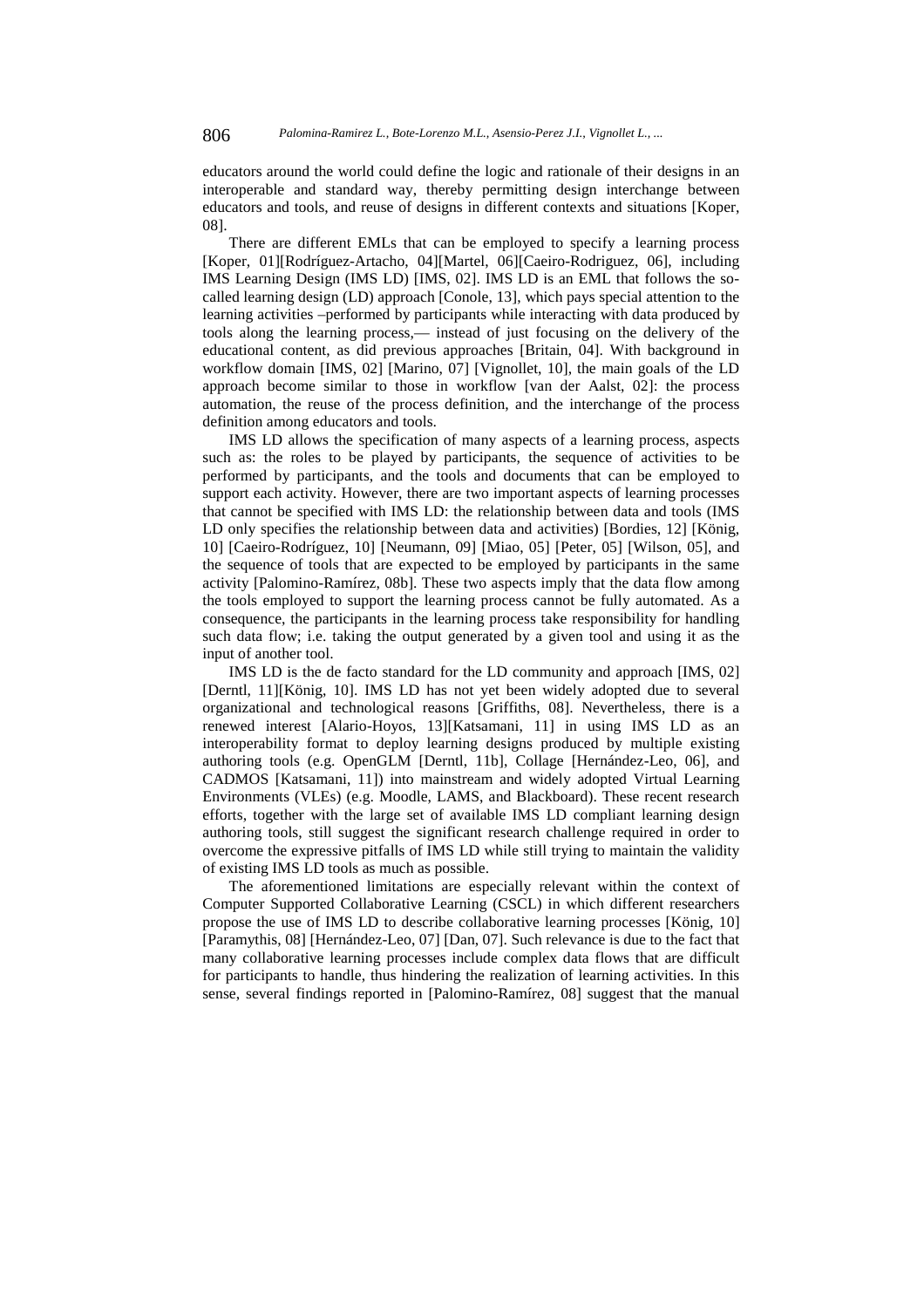educators around the world could define the logic and rationale of their designs in an interoperable and standard way, thereby permitting design interchange between educators and tools, and reuse of designs in different contexts and situations [Koper, 08].

There are different EMLs that can be employed to specify a learning process [Koper, 01][Rodríguez-Artacho, 04][Martel, 06][Caeiro-Rodriguez, 06], including IMS Learning Design (IMS LD) [IMS, 02]. IMS LD is an EML that follows the so-called learning design (LD) approach [Conole, 13], which pays special attention to the learning activities –performed by participants while interacting with data produced by tools along the learning process,— instead of just focusing on the delivery of the educational content, as did previous approaches [Britain, 04]. With background in workflow domain [IMS, 02] [Marino, 07] [Vignollet, 10], the main goals of the LD approach become similar to those in workflow [van der Aalst, 02]: the process automation, the reuse of the process definition, and the interchange of the process definition among educators and tools.

IMS LD allows the specification of many aspects of a learning process, aspects such as: the roles to be played by participants, the sequence of activities to be performed by participants, and the tools and documents that can be employed to support each activity. However, there are two important aspects of learning processes that cannot be specified with IMS LD: the relationship between data and tools (IMS LD only specifies the relationship between data and activities) [Bordies, 12] [König, 10] [Caeiro-Rodríguez, 10] [Neumann, 09] [Miao, 05] [Peter, 05] [Wilson, 05], and the sequence of tools that are expected to be employed by participants in the same activity [Palomino-Ramírez, 08b]. These two aspects imply that the data flow among the tools employed to support the learning process cannot be fully automated. As a consequence, the participants in the learning process take responsibility for handling such data flow; i.e. taking the output generated by a given tool and using it as the input of another tool.

IMS LD is the de facto standard for the LD community and approach [IMS, 02] [Derntl, 11][König, 10]. IMS LD has not yet been widely adopted due to several organizational and technological reasons [Griffiths, 08]. Nevertheless, there is a renewed interest [Alario-Hoyos, 13][Katsamani, 11] in using IMS LD as an interoperability format to deploy learning designs produced by multiple existing authoring tools (e.g. OpenGLM [Derntl, 11b], Collage [Hernández-Leo, 06], and CADMOS [Katsamani, 11]) into mainstream and widely adopted Virtual Learning Environments (VLEs) (e.g. Moodle, LAMS, and Blackboard). These recent research efforts, together with the large set of available IMS LD compliant learning design authoring tools, still suggest the significant research challenge required in order to overcome the expressive pitfalls of IMS LD while still trying to maintain the validity of existing IMS LD tools as much as possible.

The aforementioned limitations are especially relevant within the context of Computer Supported Collaborative Learning (CSCL) in which different researchers propose the use of IMS LD to describe collaborative learning processes [König, 10] [Paramythis, 08] [Hernández-Leo, 07] [Dan, 07]. Such relevance is due to the fact that many collaborative learning processes include complex data flows that are difficult for participants to handle, thus hindering the realization of learning activities. In this sense, several findings reported in [Palomino-Ramírez, 08] suggest that the manual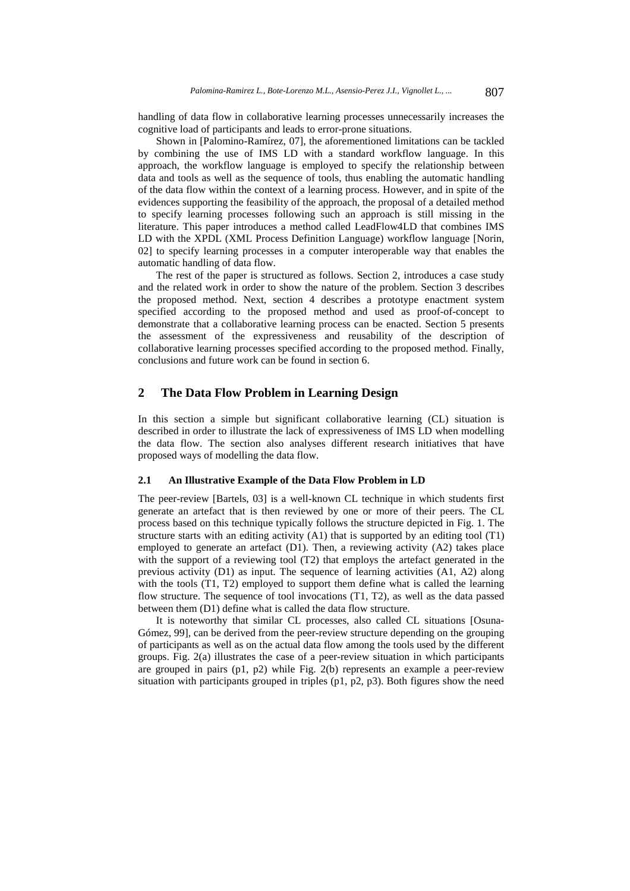handling of data flow in collaborative learning processes unnecessarily increases the cognitive load of participants and leads to error-prone situations.

Shown in [Palomino-Ramírez, 07], the aforementioned limitations can be tackled by combining the use of IMS LD with a standard workflow language. In this approach, the workflow language is employed to specify the relationship between data and tools as well as the sequence of tools, thus enabling the automatic handling of the data flow within the context of a learning process. However, and in spite of the evidences supporting the feasibility of the approach, the proposal of a detailed method to specify learning processes following such an approach is still missing in the literature. This paper introduces a method called LeadFlow4LD that combines IMS LD with the XPDL (XML Process Definition Language) workflow language [Norin, 02] to specify learning processes in a computer interoperable way that enables the automatic handling of data flow.

The rest of the paper is structured as follows. Section 2, introduces a case study and the related work in order to show the nature of the problem. Section 3 describes the proposed method. Next, section 4 describes a prototype enactment system specified according to the proposed method and used as proof-of-concept to demonstrate that a collaborative learning process can be enacted. Section 5 presents the assessment of the expressiveness and reusability of the description of collaborative learning processes specified according to the proposed method. Finally, conclusions and future work can be found in section 6.

## 2 The Data Flow Problem in Learning Design

In this section a simple but significant collaborative learning (CL) situation is described in order to illustrate the lack of expressiveness of IMS LD when modelling the data flow. The section also analyses different research initiatives that have proposed ways of modelling the data flow.

### 2.1 An Illustrative Example of the Data Flow Problem in LD

The peer-review [Bartels, 03] is a well-known CL technique in which students first generate an artefact that is then reviewed by one or more of their peers. The CL process based on this technique typically follows the structure depicted in Fig. 1. The structure starts with an editing activity (A1) that is supported by an editing tool (T1) employed to generate an artefact (D1). Then, a reviewing activity (A2) takes place with the support of a reviewing tool (T2) that employs the artefact generated in the previous activity (D1) as input. The sequence of learning activities (A1, A2) along with the tools (T1, T2) employed to support them define what is called the learning flow structure. The sequence of tool invocations (T1, T2), as well as the data passed between them (D1) define what is called the data flow structure.

It is noteworthy that similar CL processes, also called CL situations [Osuna-Gómez, 99], can be derived from the peer-review structure depending on the grouping of participants as well as on the actual data flow among the tools used by the different groups. Fig. 2(a) illustrates the case of a peer-review situation in which participants are grouped in pairs (p1, p2) while Fig. 2(b) represents an example a peer-review situation with participants grouped in triples (p1, p2, p3). Both figures show the need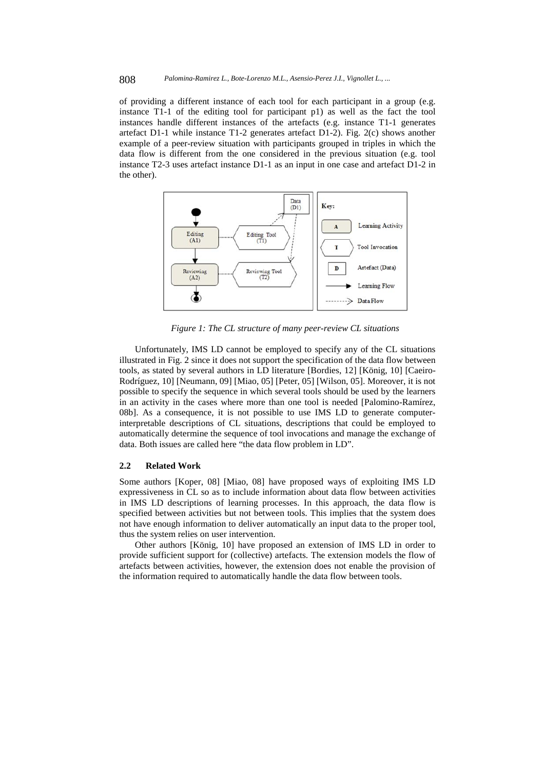of providing a different instance of each tool for each participant in a group (e.g. instance T1-1 of the editing tool for participant p1) as well as the fact the tool instances handle different instances of the artefacts (e.g. instance T1-1 generates artefact D1-1 while instance T1-2 generates artefact D1-2). Fig. 2(c) shows another example of a peer-review situation with participants grouped in triples in which the data flow is different from the one considered in the previous situation (e.g. tool instance T2-3 uses artefact instance D1-1 as an input in one case and artefact D1-2 in the other).

*Figure 1: The CL structure of many peer-review CL situations*

Unfortunately, IMS LD cannot be employed to specify any of the CL situations illustrated in Fig. 2 since it does not support the specification of the data flow between tools, as stated by several authors in LD literature [Bordies, 12] [König, 10] [Caeiro-Rodríguez, 10] [Neumann, 09] [Miao, 05] [Peter, 05] [Wilson, 05]. Moreover, it is not possible to specify the sequence in which several tools should be used by the learners in an activity in the cases where more than one tool is needed [Palomino-Ramírez, 08b]. As a consequence, it is not possible to use IMS LD to generate computer-interpretable descriptions of CL situations, descriptions that could be employed to automatically determine the sequence of tool invocations and manage the exchange of data. Both issues are called here "the data flow problem in LD".

### 2.2 Related Work

Some authors [Koper, 08] [Miao, 08] have proposed ways of exploiting IMS LD expressiveness in CL so as to include information about data flow between activities in IMS LD descriptions of learning processes. In this approach, the data flow is specified between activities but not between tools. This implies that the system does not have enough information to deliver automatically an input data to the proper tool, thus the system relies on user intervention.

Other authors [König, 10] have proposed an extension of IMS LD in order to provide sufficient support for (collective) artefacts. The extension models the flow of artefacts between activities, however, the extension does not enable the provision of the information required to automatically handle the data flow between tools.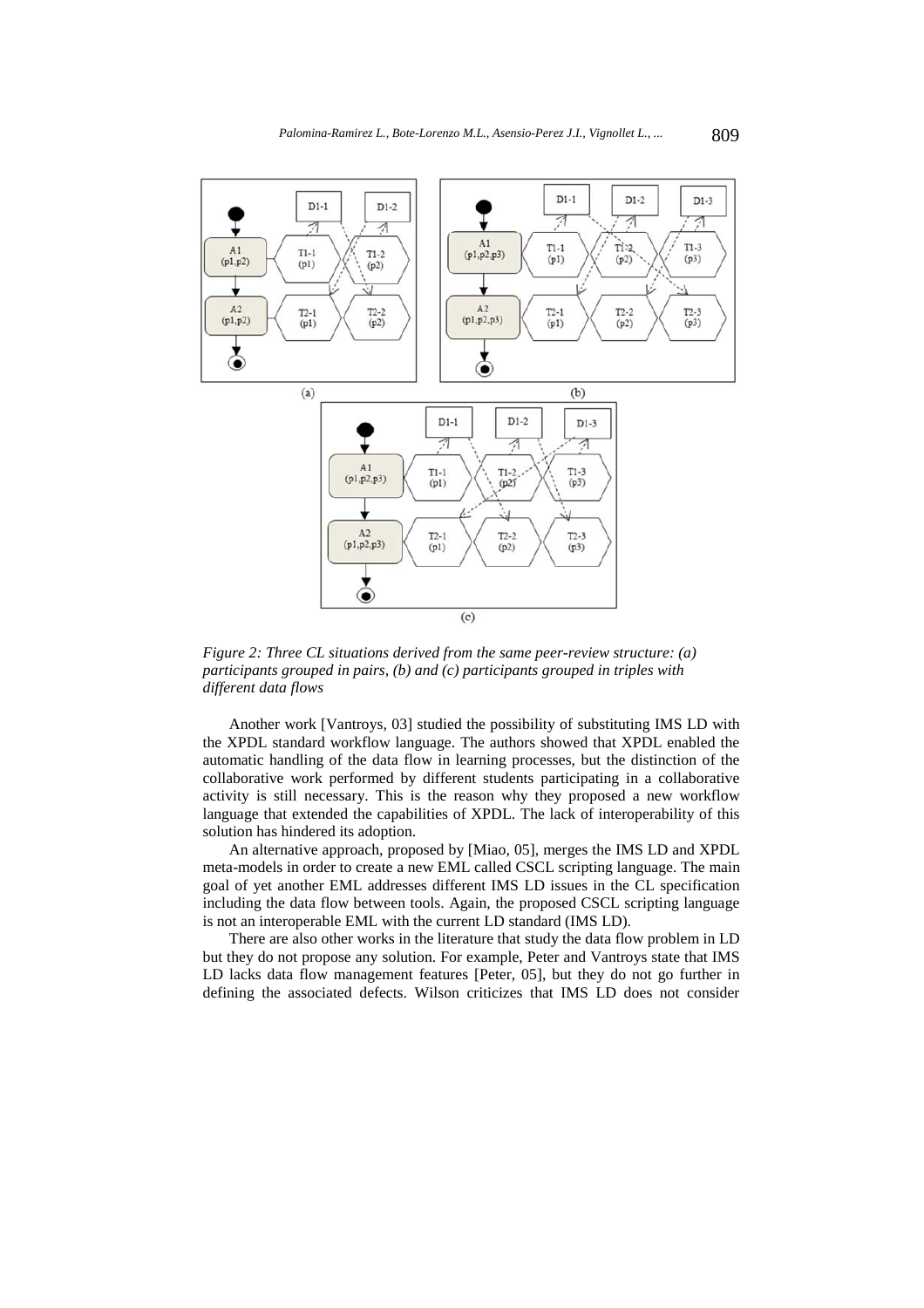*Figure 2: Three CL situations derived from the same peer-review structure: (a) participants grouped in pairs, (b) and (c) participants grouped in triples with different data flows*

Another work [Vantroys, 03] studied the possibility of substituting IMS LD with the XPDL standard workflow language. The authors showed that XPDL enabled the automatic handling of the data flow in learning processes, but the distinction of the collaborative work performed by different students participating in a collaborative activity is still necessary. This is the reason why they proposed a new workflow language that extended the capabilities of XPDL. The lack of interoperability of this solution has hindered its adoption.

An alternative approach, proposed by [Miao, 05], merges the IMS LD and XPDL meta-models in order to create a new EML called CSCL scripting language. The main goal of yet another EML addresses different IMS LD issues in the CL specification including the data flow between tools. Again, the proposed CSCL scripting language is not an interoperable EML with the current LD standard (IMS LD).

There are also other works in the literature that study the data flow problem in LD but they do not propose any solution. For example, Peter and Vantroys state that IMS LD lacks data flow management features [Peter, 05], but they do not go further in defining the associated defects. Wilson criticizes that IMS LD does not consider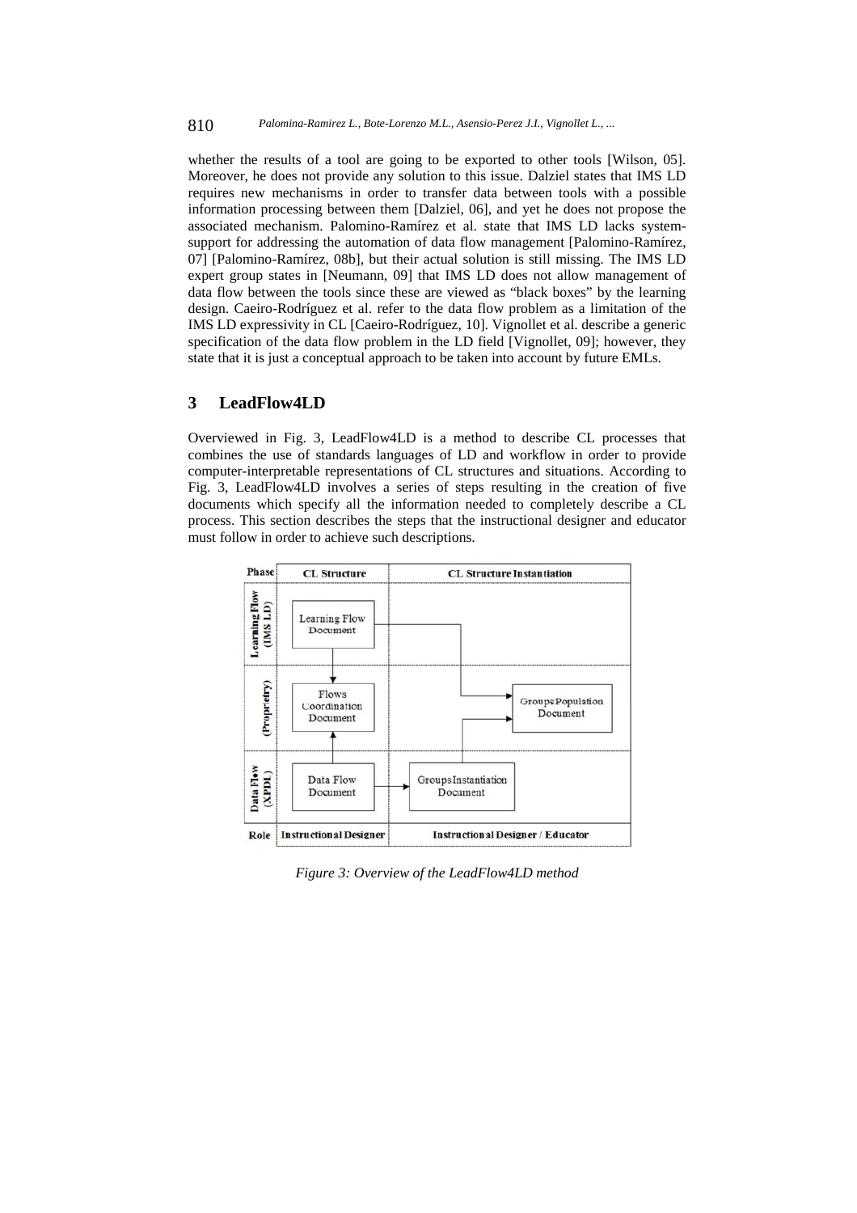whether the results of a tool are going to be exported to other tools [Wilson, 05]. Moreover, he does not provide any solution to this issue. Dalziel states that IMS LD requires new mechanisms in order to transfer data between tools with a possible information processing between them [Dalziel, 06], and yet he does not propose the associated mechanism. Palomino-Ramírez et al. state that IMS LD lacks system-support for addressing the automation of data flow management [Palomino-Ramírez, 07] [Palomino-Ramírez, 08b], but their actual solution is still missing. The IMS LD expert group states in [Neumann, 09] that IMS LD does not allow management of data flow between the tools since these are viewed as "black boxes" by the learning design. Caeiro-Rodríguez et al. refer to the data flow problem as a limitation of the IMS LD expressivity in CL [Caeiro-Rodríguez, 10]. Vignollet et al. describe a generic specification of the data flow problem in the LD field [Vignollet, 09]; however, they state that it is just a conceptual approach to be taken into account by future EMLs.

## 3 LeadFlow4LD

Overviewed in Fig. 3, LeadFlow4LD is a method to describe CL processes that combines the use of standards languages of LD and workflow in order to provide computer-interpretable representations of CL structures and situations. According to Fig. 3, LeadFlow4LD involves a series of steps resulting in the creation of five documents which specify all the information needed to completely describe a CL process. This section describes the steps that the instructional designer and educator must follow in order to achieve such descriptions.

| Phase | CL Structure | CL Structure Instantiation |
|---|---|---|
| Learning Flow (IMS LD) | Learning Flow Document | |
| (Propietry) | Flows Coordination Document | Groups Population Document |
| Data Flow (XPDL) | Data Flow Document | Groups Instantiation Document |
| Role | Instructional Designer | Instructional Designer / Educator |

*Figure 3: Overview of the LeadFlow4LD method*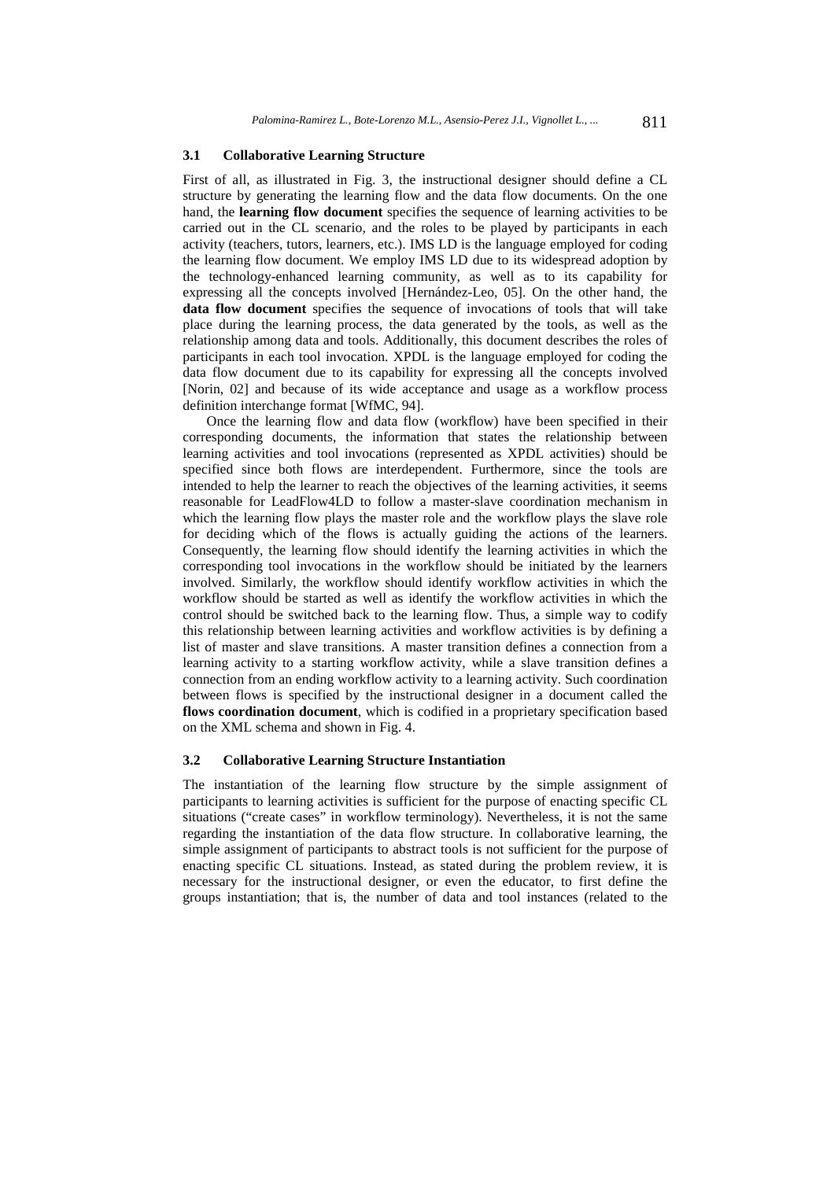### 3.1 Collaborative Learning Structure

First of all, as illustrated in Fig. 3, the instructional designer should define a CL structure by generating the learning flow and the data flow documents. On the one hand, the **learning flow document** specifies the sequence of learning activities to be carried out in the CL scenario, and the roles to be played by participants in each activity (teachers, tutors, learners, etc.). IMS LD is the language employed for coding the learning flow document. We employ IMS LD due to its widespread adoption by the technology-enhanced learning community, as well as to its capability for expressing all the concepts involved [Hernández-Leo, 05]. On the other hand, the **data flow document** specifies the sequence of invocations of tools that will take place during the learning process, the data generated by the tools, as well as the relationship among data and tools. Additionally, this document describes the roles of participants in each tool invocation. XPDL is the language employed for coding the data flow document due to its capability for expressing all the concepts involved [Norin, 02] and because of its wide acceptance and usage as a workflow process definition interchange format [WfMC, 94].

Once the learning flow and data flow (workflow) have been specified in their corresponding documents, the information that states the relationship between learning activities and tool invocations (represented as XPDL activities) should be specified since both flows are interdependent. Furthermore, since the tools are intended to help the learner to reach the objectives of the learning activities, it seems reasonable for LeadFlow4LD to follow a master-slave coordination mechanism in which the learning flow plays the master role and the workflow plays the slave role for deciding which of the flows is actually guiding the actions of the learners. Consequently, the learning flow should identify the learning activities in which the corresponding tool invocations in the workflow should be initiated by the learners involved. Similarly, the workflow should identify workflow activities in which the workflow should be started as well as identify the workflow activities in which the control should be switched back to the learning flow. Thus, a simple way to codify this relationship between learning activities and workflow activities is by defining a list of master and slave transitions. A master transition defines a connection from a learning activity to a starting workflow activity, while a slave transition defines a connection from an ending workflow activity to a learning activity. Such coordination between flows is specified by the instructional designer in a document called the **flows coordination document**, which is codified in a proprietary specification based on the XML schema and shown in Fig. 4.

### 3.2 Collaborative Learning Structure Instantiation

The instantiation of the learning flow structure by the simple assignment of participants to learning activities is sufficient for the purpose of enacting specific CL situations ("create cases" in workflow terminology). Nevertheless, it is not the same regarding the instantiation of the data flow structure. In collaborative learning, the simple assignment of participants to abstract tools is not sufficient for the purpose of enacting specific CL situations. Instead, as stated during the problem review, it is necessary for the instructional designer, or even the educator, to first define the groups instantiation; that is, the number of data and tool instances (related to the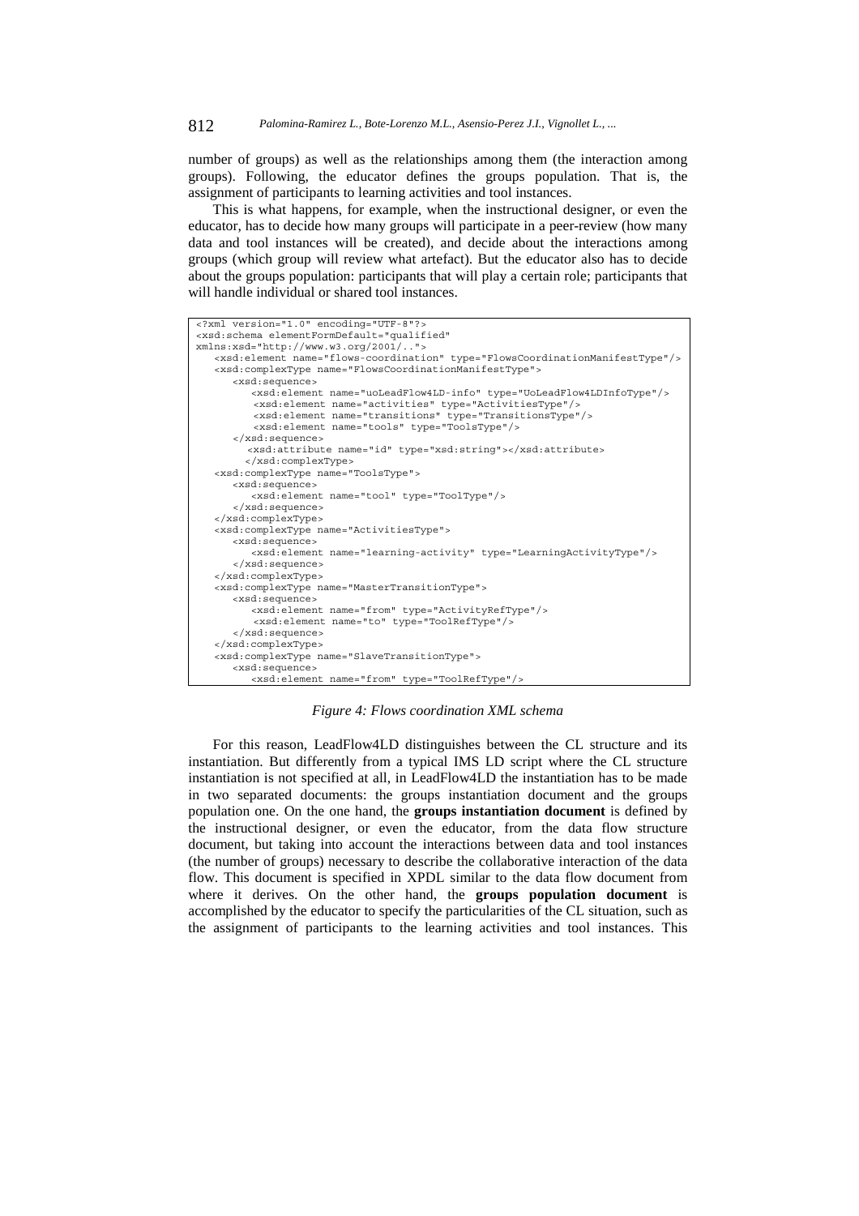number of groups) as well as the relationships among them (the interaction among groups). Following, the educator defines the groups population. That is, the assignment of participants to learning activities and tool instances.

This is what happens, for example, when the instructional designer, or even the educator, has to decide how many groups will participate in a peer-review (how many data and tool instances will be created), and decide about the interactions among groups (which group will review what artefact). But the educator also has to decide about the groups population: participants that will play a certain role; participants that will handle individual or shared tool instances.

```
<?xml version="1.0" encoding="UTF-8"?>
<xsd:schema elementFormDefault="qualified"
xmlns:xsd="http://www.w3.org/2001/..">
   <xsd:element name="flows-coordination" type="FlowsCoordinationManifestType"/>
   <xsd:complexType name="FlowsCoordinationManifestType">
      <xsd:sequence>
         <xsd:element name="uoLeadFlow4LD-info" type="UoLeadFlow4LDInfoType"/>
          <xsd:element name="activities" type="ActivitiesType"/>
          <xsd:element name="transitions" type="TransitionsType"/>
          <xsd:element name="tools" type="ToolsType"/>
      </xsd:sequence>
         <xsd:attribute name="id" type="xsd:string"></xsd:attribute>
        </xsd:complexType>
   <xsd:complexType name="ToolsType">
      <xsd:sequence>
         <xsd:element name="tool" type="ToolType"/>
      </xsd:sequence>
   </xsd:complexType>
   <xsd:complexType name="ActivitiesType">
      <xsd:sequence>
         <xsd:element name="learning-activity" type="LearningActivityType"/>
      </xsd:sequence>
   </xsd:complexType>
   <xsd:complexType name="MasterTransitionType">
      <xsd:sequence>
         <xsd:element name="from" type="ActivityRefType"/>
          <xsd:element name="to" type="ToolRefType"/>
      </xsd:sequence>
   </xsd:complexType>
   <xsd:complexType name="SlaveTransitionType">
      <xsd:sequence>
         <xsd:element name="from" type="ToolRefType"/>
```

*Figure 4: Flows coordination XML schema*

For this reason, LeadFlow4LD distinguishes between the CL structure and its instantiation. But differently from a typical IMS LD script where the CL structure instantiation is not specified at all, in LeadFlow4LD the instantiation has to be made in two separated documents: the groups instantiation document and the groups population one. On the one hand, the **groups instantiation document** is defined by the instructional designer, or even the educator, from the data flow structure document, but taking into account the interactions between data and tool instances (the number of groups) necessary to describe the collaborative interaction of the data flow. This document is specified in XPDL similar to the data flow document from where it derives. On the other hand, the **groups population document** is accomplished by the educator to specify the particularities of the CL situation, such as the assignment of participants to the learning activities and tool instances. This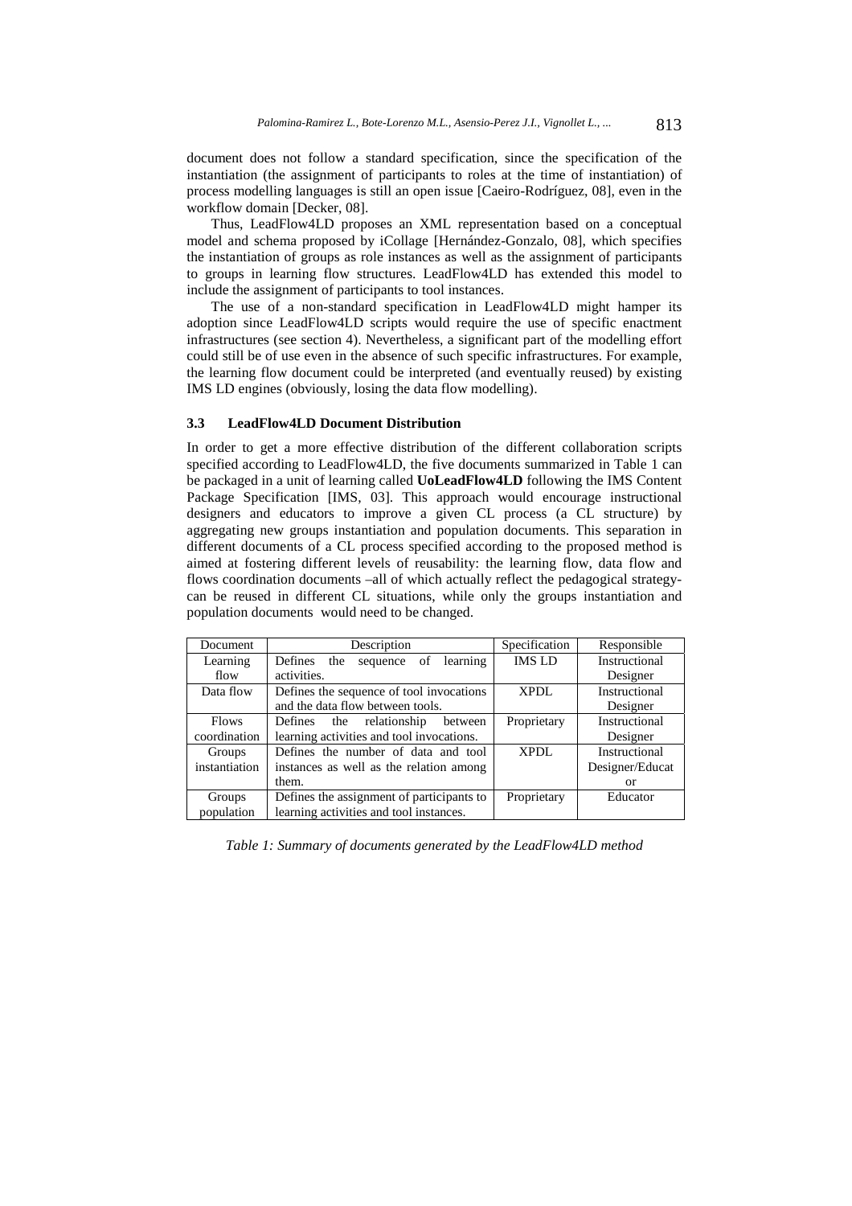document does not follow a standard specification, since the specification of the instantiation (the assignment of participants to roles at the time of instantiation) of process modelling languages is still an open issue [Caeiro-Rodríguez, 08], even in the workflow domain [Decker, 08].

Thus, LeadFlow4LD proposes an XML representation based on a conceptual model and schema proposed by iCollage [Hernández-Gonzalo, 08], which specifies the instantiation of groups as role instances as well as the assignment of participants to groups in learning flow structures. LeadFlow4LD has extended this model to include the assignment of participants to tool instances.

The use of a non-standard specification in LeadFlow4LD might hamper its adoption since LeadFlow4LD scripts would require the use of specific enactment infrastructures (see section 4). Nevertheless, a significant part of the modelling effort could still be of use even in the absence of such specific infrastructures. For example, the learning flow document could be interpreted (and eventually reused) by existing IMS LD engines (obviously, losing the data flow modelling).

### 3.3 LeadFlow4LD Document Distribution

In order to get a more effective distribution of the different collaboration scripts specified according to LeadFlow4LD, the five documents summarized in Table 1 can be packaged in a unit of learning called **UoLeadFlow4LD** following the IMS Content Package Specification [IMS, 03]. This approach would encourage instructional designers and educators to improve a given CL process (a CL structure) by aggregating new groups instantiation and population documents. This separation in different documents of a CL process specified according to the proposed method is aimed at fostering different levels of reusability: the learning flow, data flow and flows coordination documents –all of which actually reflect the pedagogical strategy- can be reused in different CL situations, while only the groups instantiation and population documents would need to be changed.

| Document | Description | Specification | Responsible |
|---|---|---|---|
| Learning flow | Defines the sequence of learning activities. | IMS LD | Instructional Designer |
| Data flow | Defines the sequence of tool invocations and the data flow between tools. | XPDL | Instructional Designer |
| Flows coordination | Defines the relationship between learning activities and tool invocations. | Proprietary | Instructional Designer |
| Groups instantiation | Defines the number of data and tool instances as well as the relation among them. | XPDL | Instructional Designer/Educator |
| Groups population | Defines the assignment of participants to learning activities and tool instances. | Proprietary | Educator |

*Table 1: Summary of documents generated by the LeadFlow4LD method*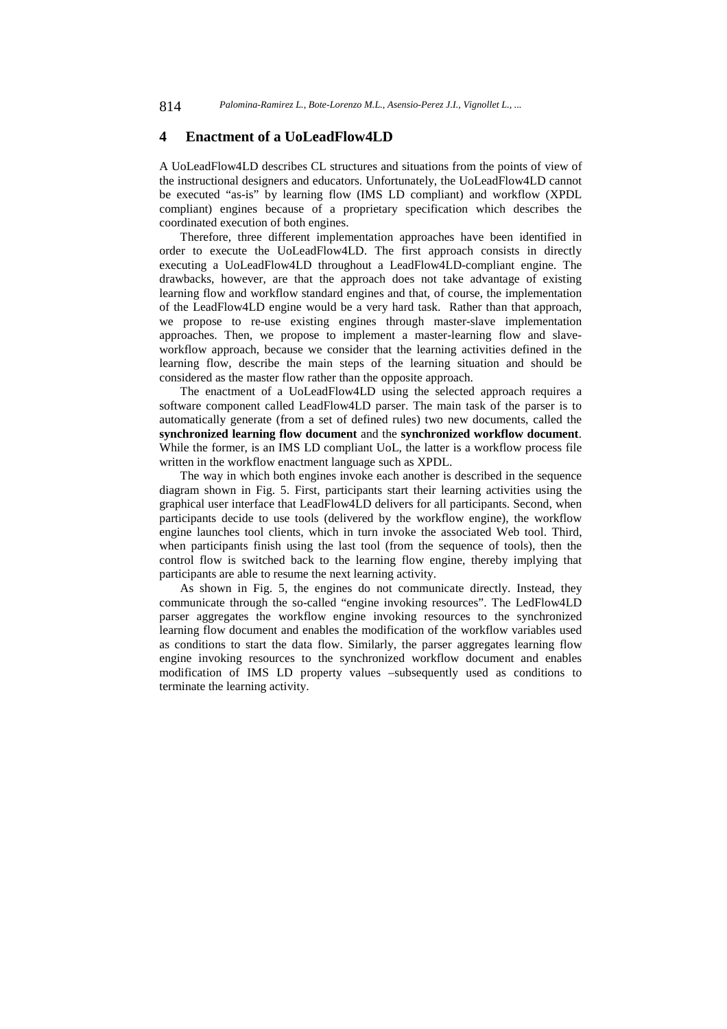## 4 Enactment of a UoLeadFlow4LD

A UoLeadFlow4LD describes CL structures and situations from the points of view of the instructional designers and educators. Unfortunately, the UoLeadFlow4LD cannot be executed "as-is" by learning flow (IMS LD compliant) and workflow (XPDL compliant) engines because of a proprietary specification which describes the coordinated execution of both engines.

Therefore, three different implementation approaches have been identified in order to execute the UoLeadFlow4LD. The first approach consists in directly executing a UoLeadFlow4LD throughout a LeadFlow4LD-compliant engine. The drawbacks, however, are that the approach does not take advantage of existing learning flow and workflow standard engines and that, of course, the implementation of the LeadFlow4LD engine would be a very hard task. Rather than that approach, we propose to re-use existing engines through master-slave implementation approaches. Then, we propose to implement a master-learning flow and slave-workflow approach, because we consider that the learning activities defined in the learning flow, describe the main steps of the learning situation and should be considered as the master flow rather than the opposite approach.

The enactment of a UoLeadFlow4LD using the selected approach requires a software component called LeadFlow4LD parser. The main task of the parser is to automatically generate (from a set of defined rules) two new documents, called the **synchronized learning flow document** and the **synchronized workflow document**. While the former, is an IMS LD compliant UoL, the latter is a workflow process file written in the workflow enactment language such as XPDL.

The way in which both engines invoke each another is described in the sequence diagram shown in Fig. 5. First, participants start their learning activities using the graphical user interface that LeadFlow4LD delivers for all participants. Second, when participants decide to use tools (delivered by the workflow engine), the workflow engine launches tool clients, which in turn invoke the associated Web tool. Third, when participants finish using the last tool (from the sequence of tools), then the control flow is switched back to the learning flow engine, thereby implying that participants are able to resume the next learning activity.

As shown in Fig. 5, the engines do not communicate directly. Instead, they communicate through the so-called "engine invoking resources". The LedFlow4LD parser aggregates the workflow engine invoking resources to the synchronized learning flow document and enables the modification of the workflow variables used as conditions to start the data flow. Similarly, the parser aggregates learning flow engine invoking resources to the synchronized workflow document and enables modification of IMS LD property values –subsequently used as conditions to terminate the learning activity.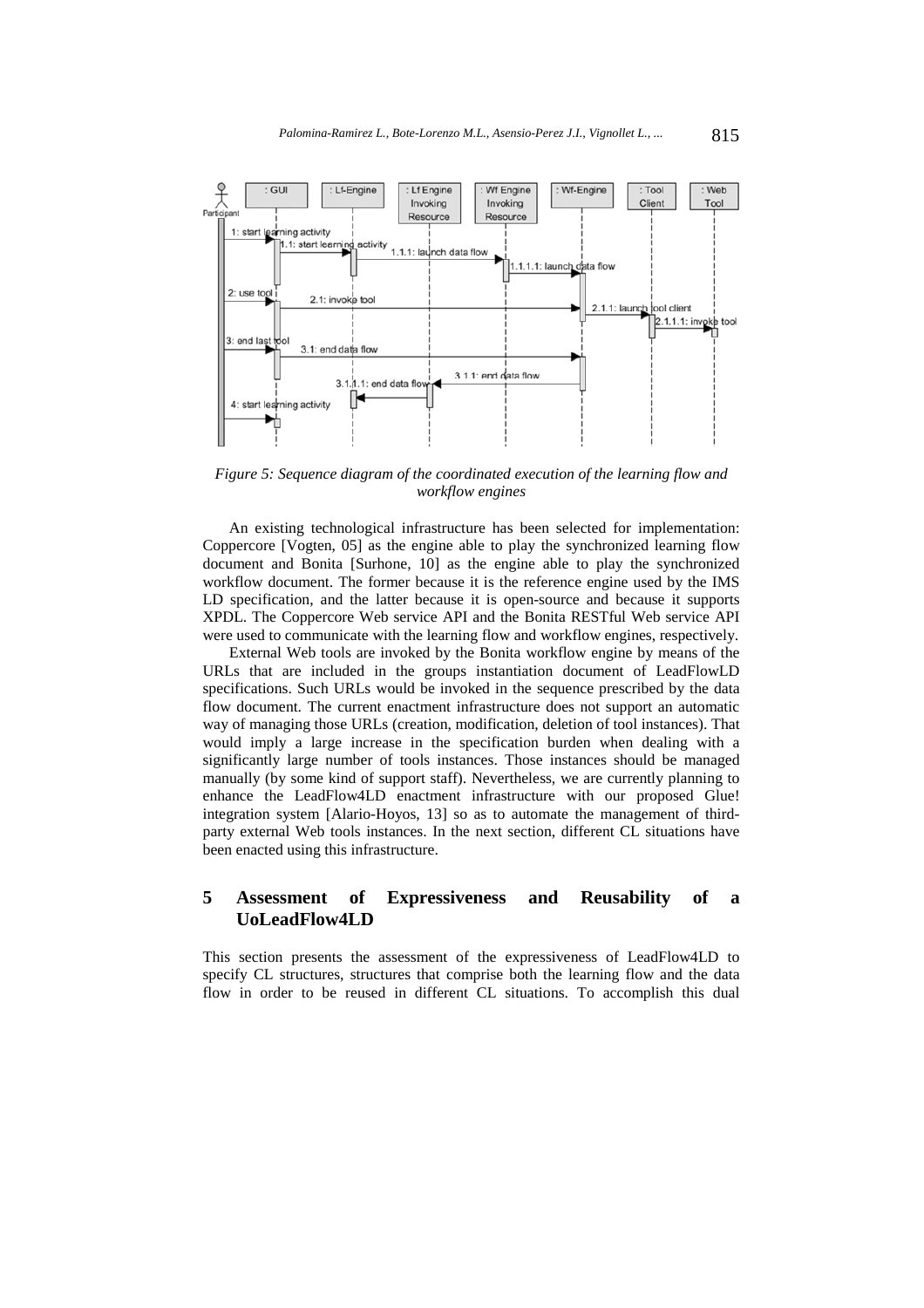*Figure 5: Sequence diagram of the coordinated execution of the learning flow and workflow engines*

An existing technological infrastructure has been selected for implementation: Coppercore [Vogten, 05] as the engine able to play the synchronized learning flow document and Bonita [Surhone, 10] as the engine able to play the synchronized workflow document. The former because it is the reference engine used by the IMS LD specification, and the latter because it is open-source and because it supports XPDL. The Coppercore Web service API and the Bonita RESTful Web service API were used to communicate with the learning flow and workflow engines, respectively.

External Web tools are invoked by the Bonita workflow engine by means of the URLs that are included in the groups instantiation document of LeadFlowLD specifications. Such URLs would be invoked in the sequence prescribed by the data flow document. The current enactment infrastructure does not support an automatic way of managing those URLs (creation, modification, deletion of tool instances). That would imply a large increase in the specification burden when dealing with a significantly large number of tools instances. Those instances should be managed manually (by some kind of support staff). Nevertheless, we are currently planning to enhance the LeadFlow4LD enactment infrastructure with our proposed Glue! integration system [Alario-Hoyos, 13] so as to automate the management of third-party external Web tools instances. In the next section, different CL situations have been enacted using this infrastructure.

## 5 Assessment of Expressiveness and Reusability of a UoLeadFlow4LD

This section presents the assessment of the expressiveness of LeadFlow4LD to specify CL structures, structures that comprise both the learning flow and the data flow in order to be reused in different CL situations. To accomplish this dual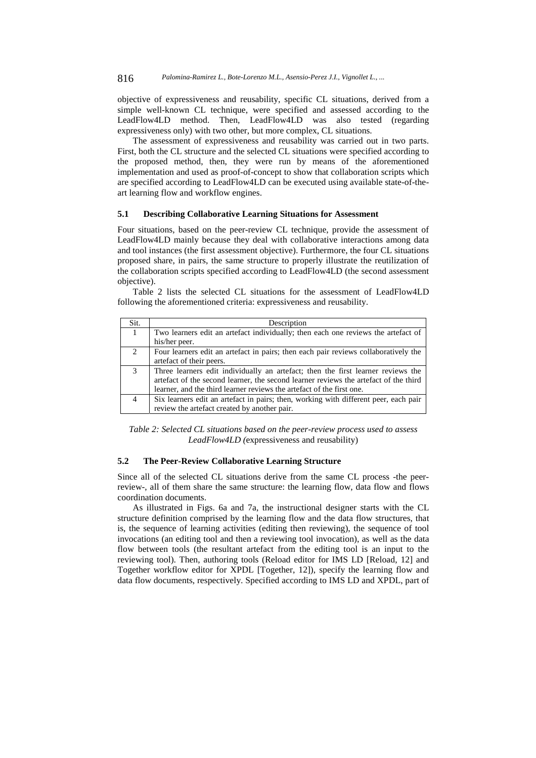objective of expressiveness and reusability, specific CL situations, derived from a simple well-known CL technique, were specified and assessed according to the LeadFlow4LD method. Then, LeadFlow4LD was also tested (regarding expressiveness only) with two other, but more complex, CL situations.

The assessment of expressiveness and reusability was carried out in two parts. First, both the CL structure and the selected CL situations were specified according to the proposed method, then, they were run by means of the aforementioned implementation and used as proof-of-concept to show that collaboration scripts which are specified according to LeadFlow4LD can be executed using available state-of-the-art learning flow and workflow engines.

### 5.1 Describing Collaborative Learning Situations for Assessment

Four situations, based on the peer-review CL technique, provide the assessment of LeadFlow4LD mainly because they deal with collaborative interactions among data and tool instances (the first assessment objective). Furthermore, the four CL situations proposed share, in pairs, the same structure to properly illustrate the reutilization of the collaboration scripts specified according to LeadFlow4LD (the second assessment objective).

Table 2 lists the selected CL situations for the assessment of LeadFlow4LD following the aforementioned criteria: expressiveness and reusability.

| Sit. | Description |
|---|---|
| 1 | Two learners edit an artefact individually; then each one reviews the artefact of his/her peer. |
| 2 | Four learners edit an artefact in pairs; then each pair reviews collaboratively the artefact of their peers. |
| 3 | Three learners edit individually an artefact; then the first learner reviews the artefact of the second learner, the second learner reviews the artefact of the third learner, and the third learner reviews the artefact of the first one. |
| 4 | Six learners edit an artefact in pairs; then, working with different peer, each pair review the artefact created by another pair. |

*Table 2: Selected CL situations based on the peer-review process used to assess LeadFlow4LD (*expressiveness and reusability)

### 5.2 The Peer-Review Collaborative Learning Structure

Since all of the selected CL situations derive from the same CL process -the peer-review-, all of them share the same structure: the learning flow, data flow and flows coordination documents.

As illustrated in Figs. 6a and 7a, the instructional designer starts with the CL structure definition comprised by the learning flow and the data flow structures, that is, the sequence of learning activities (editing then reviewing), the sequence of tool invocations (an editing tool and then a reviewing tool invocation), as well as the data flow between tools (the resultant artefact from the editing tool is an input to the reviewing tool). Then, authoring tools (Reload editor for IMS LD [Reload, 12] and Together workflow editor for XPDL [Together, 12]), specify the learning flow and data flow documents, respectively. Specified according to IMS LD and XPDL, part of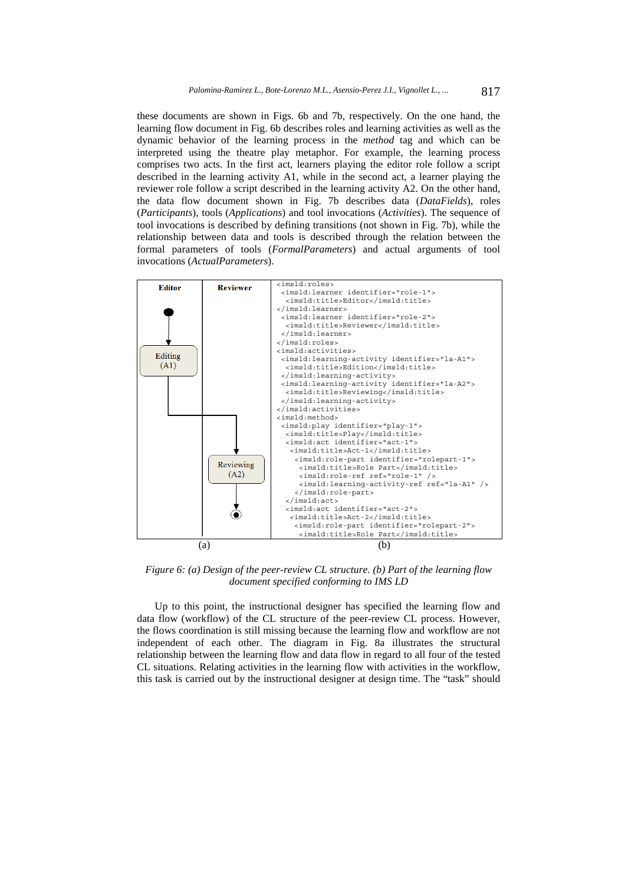these documents are shown in Figs. 6b and 7b, respectively. On the one hand, the learning flow document in Fig. 6b describes roles and learning activities as well as the dynamic behavior of the learning process in the *method* tag and which can be interpreted using the theatre play metaphor. For example, the learning process comprises two acts. In the first act, learners playing the editor role follow a script described in the learning activity A1, while in the second act, a learner playing the reviewer role follow a script described in the learning activity A2. On the other hand, the data flow document shown in Fig. 7b describes data (*DataFields*), roles (*Participants*), tools (*Applications*) and tool invocations (*Activities*). The sequence of tool invocations is described by defining transitions (not shown in Fig. 7b), while the relationship between data and tools is described through the relation between the formal parameters of tools (*FormalParameters*) and actual arguments of tool invocations (*ActualParameters*).

| Editor | Reviewer |
|---|---|
| Editing (A1) | |
| | Reviewing (A2) |

(a)

```
<imsld:roles>
 <imsld:learner identifier="role-1">
  <imsld:title>Editor</imsld:title>
</imsld:learner>
 <imsld:learner identifier="role-2">
  <imsld:title>Reviewer</imsld:title>
 </imsld:learner>
</imsld:roles>
<imsld:activities>
 <imsld:learning-activity identifier="la-A1">
  <imsld:title>Edition</imsld:title>
 </imsld:learning-activity>
 <imsld:learning-activity identifier="la-A2">
  <imsld:title>Reviewing</imsld:title>
 </imsld:learning-activity>
</imsld:activities>
<imsld:method>
 <imsld:play identifier="play-1">
  <imsld:title>Play</imsld:title>
  <imsld:act identifier="act-1">
   <imsld:title>Act-1</imsld:title>
    <imsld:role-part identifier="rolepart-1">
     <imsld:title>Role Part</imsld:title>
     <imsld:role-ref ref="role-1" />
     <imsld:learning-activity-ref ref="la-A1" />
    </imsld:role-part>
  </imsld:act>
  <imsld:act identifier="act-2">
   <imsld:title>Act-2</imsld:title>
    <imsld:role-part identifier="rolepart-2">
     <imsld:title>Role Part</imsld:title>
```

(b)

*Figure 6: (a) Design of the peer-review CL structure. (b) Part of the learning flow document specified conforming to IMS LD*

Up to this point, the instructional designer has specified the learning flow and data flow (workflow) of the CL structure of the peer-review CL process. However, the flows coordination is still missing because the learning flow and workflow are not independent of each other. The diagram in Fig. 8a illustrates the structural relationship between the learning flow and data flow in regard to all four of the tested CL situations. Relating activities in the learning flow with activities in the workflow, this task is carried out by the instructional designer at design time. The "task" should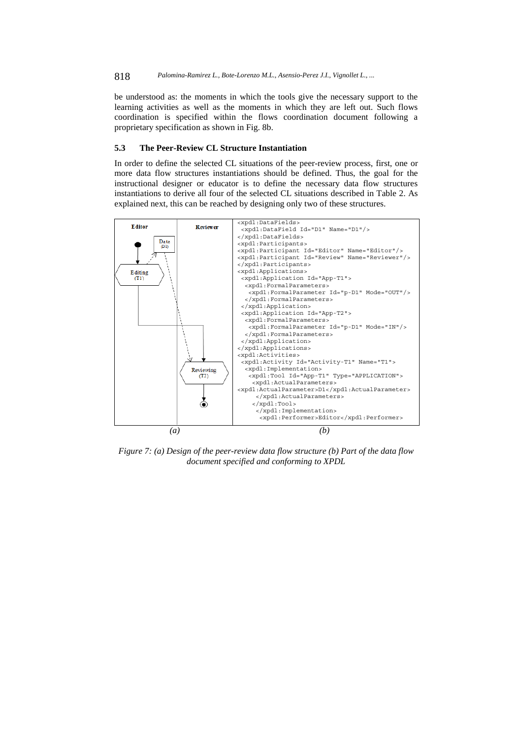be understood as: the moments in which the tools give the necessary support to the learning activities as well as the moments in which they are left out. Such flows coordination is specified within the flows coordination document following a proprietary specification as shown in Fig. 8b.

### 5.3 The Peer-Review CL Structure Instantiation

In order to define the selected CL situations of the peer-review process, first, one or more data flow structures instantiations should be defined. Thus, the goal for the instructional designer or educator is to define the necessary data flow structures instantiations to derive all four of the selected CL situations described in Table 2. As explained next, this can be reached by designing only two of these structures.

```
<xpdl:DataFields>
 <xpdl:DataField Id="D1" Name="D1"/>
</xpdl:DataFields>
<xpdl:Participants>
<xpdl:Participant Id="Editor" Name="Editor"/>
<xpdl:Participant Id="Review" Name="Reviewer"/>
</xpdl:Participants>
<xpdl:Applications>
 <xpdl:Application Id="App-T1">
  <xpdl:FormalParameters>
   <xpdl:FormalParameter Id="p-D1" Mode="OUT"/>
  </xpdl:FormalParameters>
 </xpdl:Application>
 <xpdl:Application Id="App-T2">
  <xpdl:FormalParameters>
   <xpdl:FormalParameter Id="p-D1" Mode="IN"/>
  </xpdl:FormalParameters>
 </xpdl:Application>
</xpdl:Applications>
<xpdl:Activities>
 <xpdl:Activity Id="Activity-T1" Name="T1">
  <xpdl:Implementation>
   <xpdl:Tool Id="App-T1" Type="APPLICATION">
    <xpdl:ActualParameters>
<xpdl:ActualParameter>D1</xpdl:ActualParameter>
     </xpdl:ActualParameters>
    </xpdl:Tool>
     </xpdl:Implementation>
      <xpdl:Performer>Editor</xpdl:Performer>
```

*Figure 7: (a) Design of the peer-review data flow structure (b) Part of the data flow document specified and conforming to XPDL*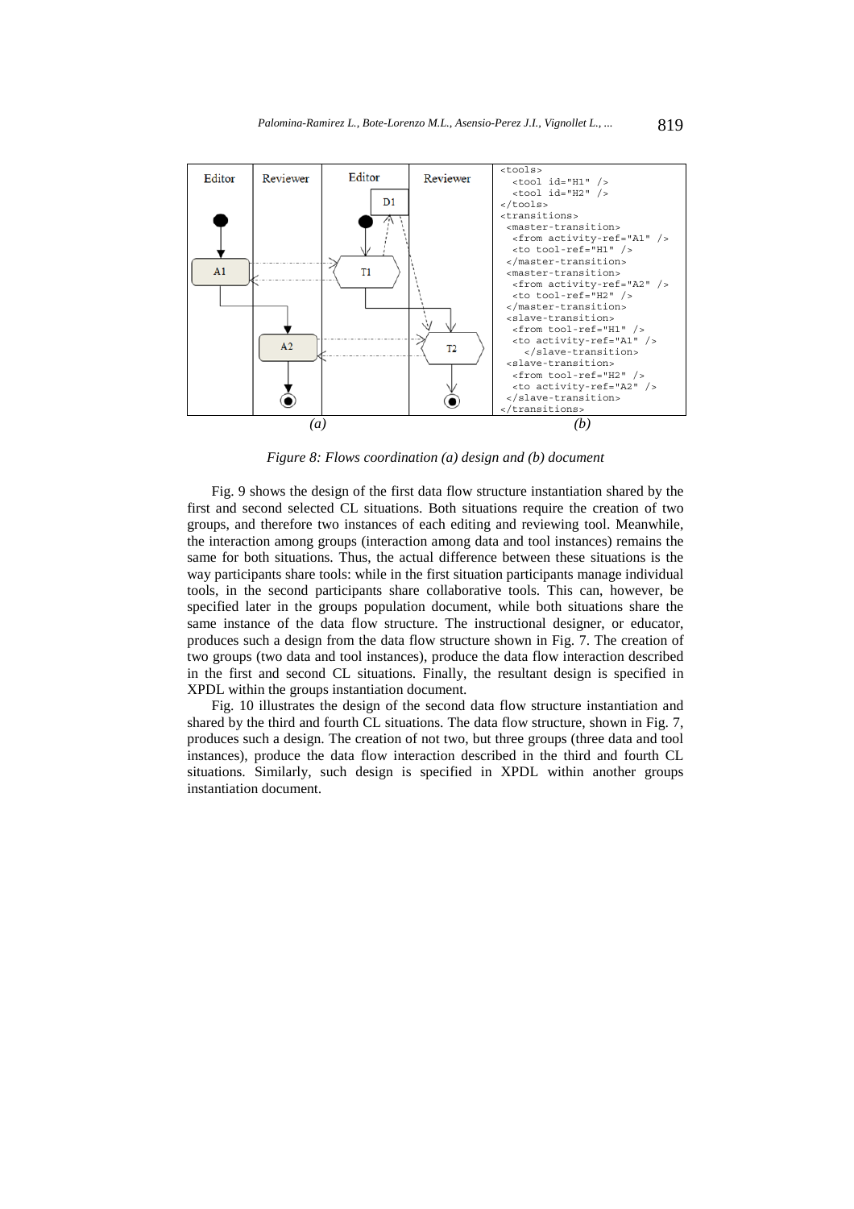```
<tools>
  <tool id="H1" />
  <tool id="H2" />
</tools>
<transitions>
 <master-transition>
  <from activity-ref="A1" />
  <to tool-ref="H1" />
 </master-transition>
 <master-transition>
  <from activity-ref="A2" />
  <to tool-ref="H2" />
 </master-transition>
 <slave-transition>
  <from tool-ref="H1" />
  <to activity-ref="A1" />
    </slave-transition>
 <slave-transition>
  <from tool-ref="H2" />
  <to activity-ref="A2" />
 </slave-transition>
</transitions>
```

*Figure 8: Flows coordination (a) design and (b) document*

Fig. 9 shows the design of the first data flow structure instantiation shared by the first and second selected CL situations. Both situations require the creation of two groups, and therefore two instances of each editing and reviewing tool. Meanwhile, the interaction among groups (interaction among data and tool instances) remains the same for both situations. Thus, the actual difference between these situations is the way participants share tools: while in the first situation participants manage individual tools, in the second participants share collaborative tools. This can, however, be specified later in the groups population document, while both situations share the same instance of the data flow structure. The instructional designer, or educator, produces such a design from the data flow structure shown in Fig. 7. The creation of two groups (two data and tool instances), produce the data flow interaction described in the first and second CL situations. Finally, the resultant design is specified in XPDL within the groups instantiation document.

Fig. 10 illustrates the design of the second data flow structure instantiation and shared by the third and fourth CL situations. The data flow structure, shown in Fig. 7, produces such a design. The creation of not two, but three groups (three data and tool instances), produce the data flow interaction described in the third and fourth CL situations. Similarly, such design is specified in XPDL within another groups instantiation document.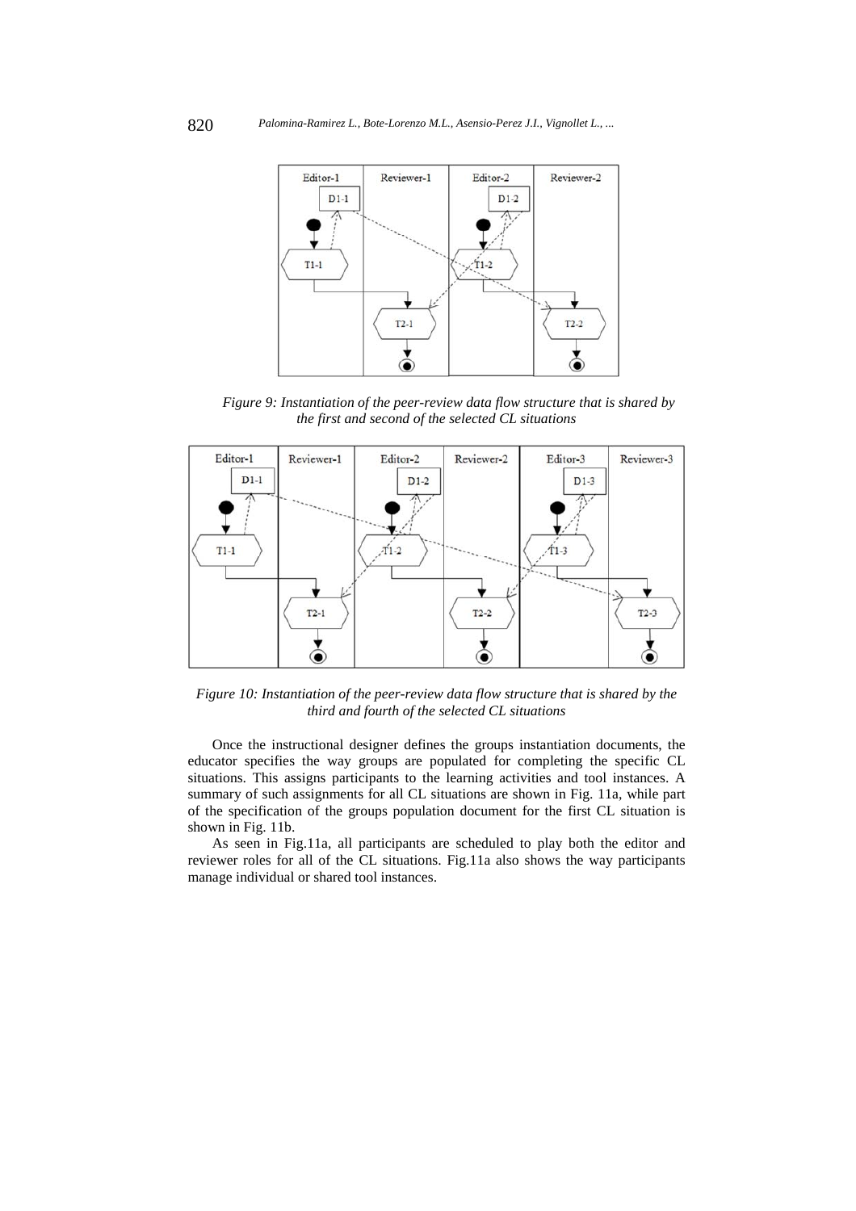*Figure 9: Instantiation of the peer-review data flow structure that is shared by the first and second of the selected CL situations*

*Figure 10: Instantiation of the peer-review data flow structure that is shared by the third and fourth of the selected CL situations*

Once the instructional designer defines the groups instantiation documents, the educator specifies the way groups are populated for completing the specific CL situations. This assigns participants to the learning activities and tool instances. A summary of such assignments for all CL situations are shown in Fig. 11a, while part of the specification of the groups population document for the first CL situation is shown in Fig. 11b.

As seen in Fig.11a, all participants are scheduled to play both the editor and reviewer roles for all of the CL situations. Fig.11a also shows the way participants manage individual or shared tool instances.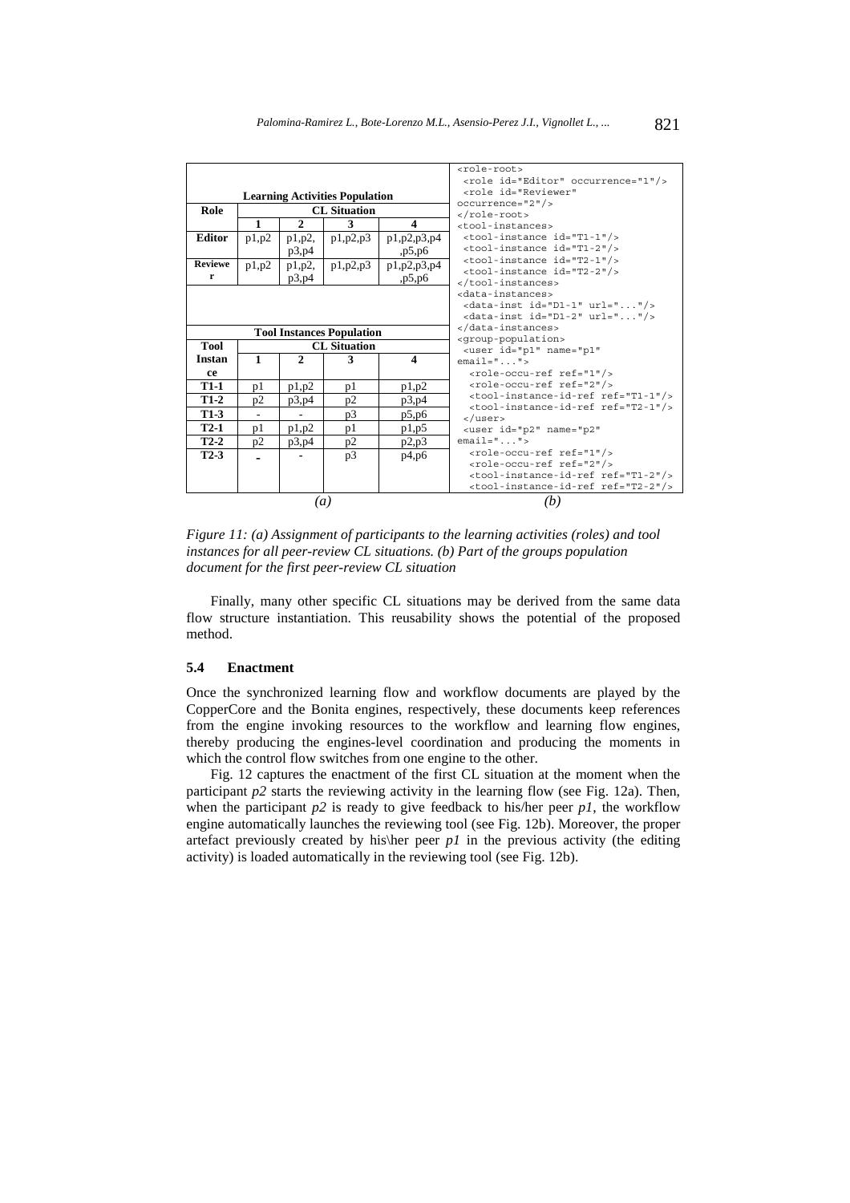**Learning Activities Population**

| Role | CL Situation | | | |
|---|---|---|---|---|
| | 1 | 2 | 3 | 4 |
| **Editor** | p1,p2 | p1,p2, p3,p4 | p1,p2,p3 | p1,p2,p3,p4 ,p5,p6 |
| **Reviewer** | p1,p2 | p1,p2, p3,p4 | p1,p2,p3 | p1,p2,p3,p4 ,p5,p6 |

**Tool Instances Population**

| Tool Instance | CL Situation | | | |
|---|---|---|---|---|
| | 1 | 2 | 3 | 4 |
| **T1-1** | p1 | p1,p2 | p1 | p1,p2 |
| **T1-2** | p2 | p3,p4 | p2 | p3,p4 |
| **T1-3** | - | - | p3 | p5,p6 |
| **T2-1** | p1 | p1,p2 | p1 | p1,p5 |
| **T2-2** | p2 | p3,p4 | p2 | p2,p3 |
| **T2-3** | - | - | p3 | p4,p6 |

*(a)*

```
<role-root>
 <role id="Editor" occurrence="1"/>
 <role id="Reviewer"
occurrence="2"/>
</role-root>
<tool-instances>
 <tool-instance id="T1-1"/>
 <tool-instance id="T1-2"/>
 <tool-instance id="T2-1"/>
 <tool-instance id="T2-2"/>
</tool-instances>
<data-instances>
 <data-inst id="D1-1" url="..."/>
 <data-inst id="D1-2" url="..."/>
</data-instances>
<group-population>
 <user id="p1" name="p1"
email="...">
  <role-occu-ref ref="1"/>
  <role-occu-ref ref="2"/>
  <tool-instance-id-ref ref="T1-1"/>
  <tool-instance-id-ref ref="T2-1"/>
 </user>
 <user id="p2" name="p2"
email="...">
  <role-occu-ref ref="1"/>
  <role-occu-ref ref="2"/>
  <tool-instance-id-ref ref="T1-2"/>
  <tool-instance-id-ref ref="T2-2"/>
```

*(b)*

*Figure 11: (a) Assignment of participants to the learning activities (roles) and tool instances for all peer-review CL situations. (b) Part of the groups population document for the first peer-review CL situation*

Finally, many other specific CL situations may be derived from the same data flow structure instantiation. This reusability shows the potential of the proposed method.

### 5.4 Enactment

Once the synchronized learning flow and workflow documents are played by the CopperCore and the Bonita engines, respectively, these documents keep references from the engine invoking resources to the workflow and learning flow engines, thereby producing the engines-level coordination and producing the moments in which the control flow switches from one engine to the other.

Fig. 12 captures the enactment of the first CL situation at the moment when the participant *p2* starts the reviewing activity in the learning flow (see Fig. 12a). Then, when the participant *p2* is ready to give feedback to his/her peer *p1*, the workflow engine automatically launches the reviewing tool (see Fig. 12b). Moreover, the proper artefact previously created by his\her peer *p1* in the previous activity (the editing activity) is loaded automatically in the reviewing tool (see Fig. 12b).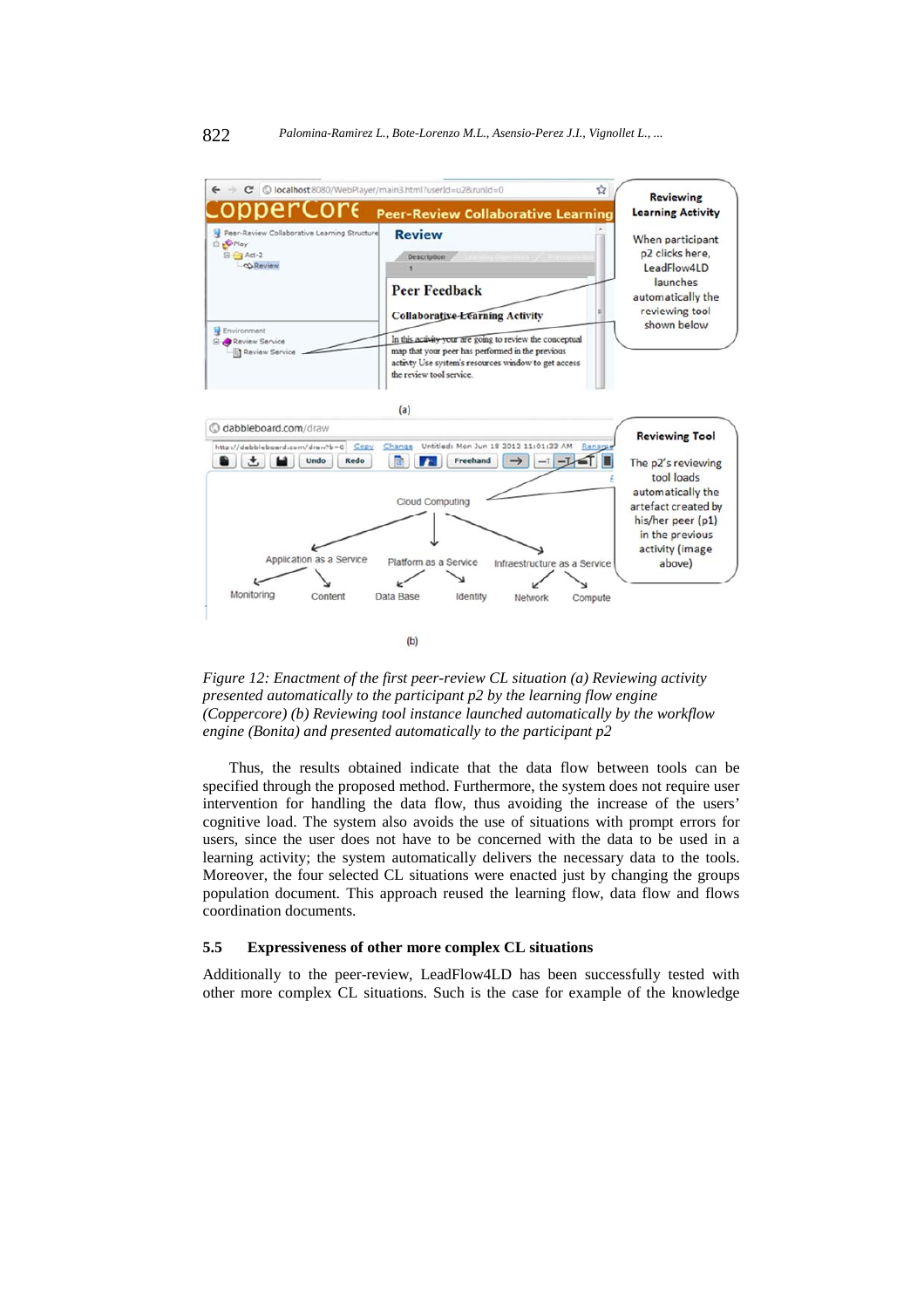*Figure 12: Enactment of the first peer-review CL situation (a) Reviewing activity presented automatically to the participant p2 by the learning flow engine (Coppercore) (b) Reviewing tool instance launched automatically by the workflow engine (Bonita) and presented automatically to the participant p2*

Thus, the results obtained indicate that the data flow between tools can be specified through the proposed method. Furthermore, the system does not require user intervention for handling the data flow, thus avoiding the increase of the users' cognitive load. The system also avoids the use of situations with prompt errors for users, since the user does not have to be concerned with the data to be used in a learning activity; the system automatically delivers the necessary data to the tools. Moreover, the four selected CL situations were enacted just by changing the groups population document. This approach reused the learning flow, data flow and flows coordination documents.

### 5.5 Expressiveness of other more complex CL situations

Additionally to the peer-review, LeadFlow4LD has been successfully tested with other more complex CL situations. Such is the case for example of the knowledge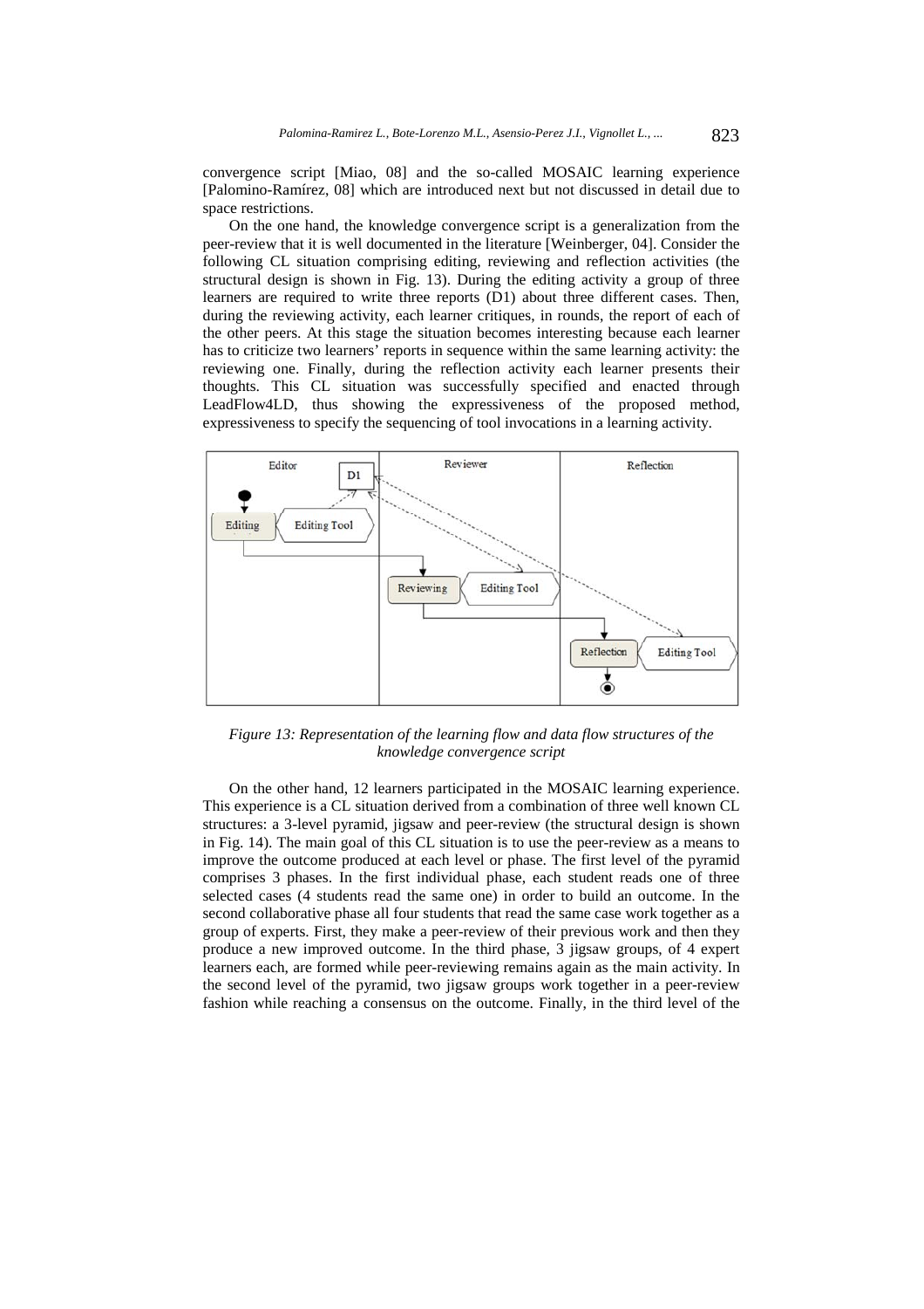convergence script [Miao, 08] and the so-called MOSAIC learning experience [Palomino-Ramírez, 08] which are introduced next but not discussed in detail due to space restrictions.

On the one hand, the knowledge convergence script is a generalization from the peer-review that it is well documented in the literature [Weinberger, 04]. Consider the following CL situation comprising editing, reviewing and reflection activities (the structural design is shown in Fig. 13). During the editing activity a group of three learners are required to write three reports (D1) about three different cases. Then, during the reviewing activity, each learner critiques, in rounds, the report of each of the other peers. At this stage the situation becomes interesting because each learner has to criticize two learners' reports in sequence within the same learning activity: the reviewing one. Finally, during the reflection activity each learner presents their thoughts. This CL situation was successfully specified and enacted through LeadFlow4LD, thus showing the expressiveness of the proposed method, expressiveness to specify the sequencing of tool invocations in a learning activity.

*Figure 13: Representation of the learning flow and data flow structures of the knowledge convergence script*

On the other hand, 12 learners participated in the MOSAIC learning experience. This experience is a CL situation derived from a combination of three well known CL structures: a 3-level pyramid, jigsaw and peer-review (the structural design is shown in Fig. 14). The main goal of this CL situation is to use the peer-review as a means to improve the outcome produced at each level or phase. The first level of the pyramid comprises 3 phases. In the first individual phase, each student reads one of three selected cases (4 students read the same one) in order to build an outcome. In the second collaborative phase all four students that read the same case work together as a group of experts. First, they make a peer-review of their previous work and then they produce a new improved outcome. In the third phase, 3 jigsaw groups, of 4 expert learners each, are formed while peer-reviewing remains again as the main activity. In the second level of the pyramid, two jigsaw groups work together in a peer-review fashion while reaching a consensus on the outcome. Finally, in the third level of the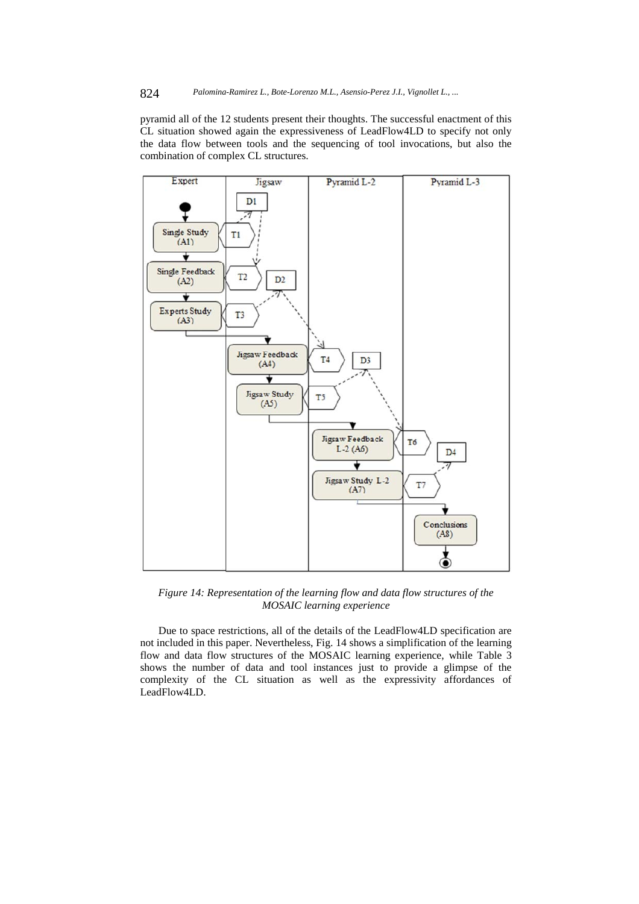pyramid all of the 12 students present their thoughts. The successful enactment of this CL situation showed again the expressiveness of LeadFlow4LD to specify not only the data flow between tools and the sequencing of tool invocations, but also the combination of complex CL structures.

*Figure 14: Representation of the learning flow and data flow structures of the MOSAIC learning experience*

Due to space restrictions, all of the details of the LeadFlow4LD specification are not included in this paper. Nevertheless, Fig. 14 shows a simplification of the learning flow and data flow structures of the MOSAIC learning experience, while Table 3 shows the number of data and tool instances just to provide a glimpse of the complexity of the CL situation as well as the expressivity affordances of LeadFlow4LD.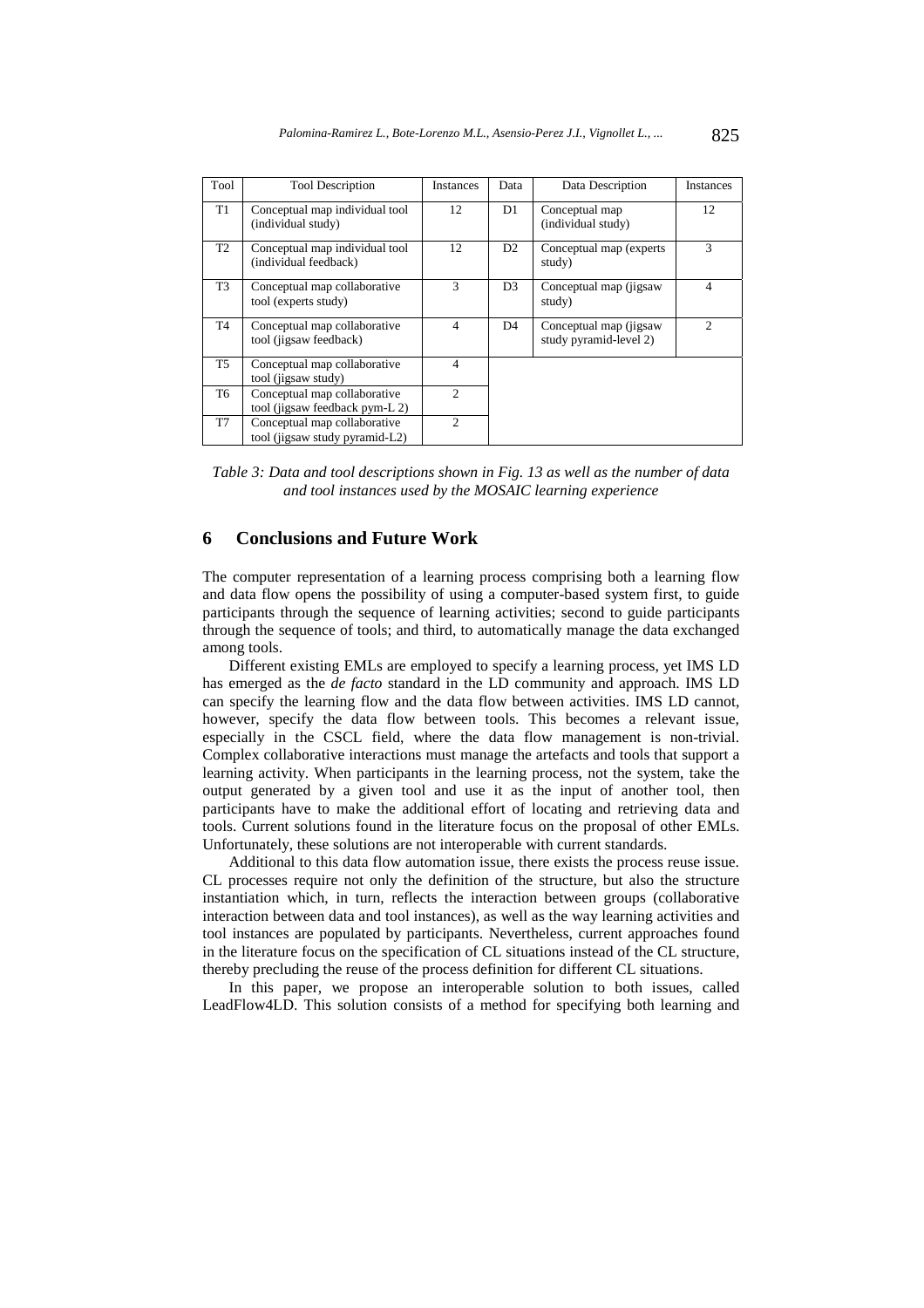| Tool | Tool Description | Instances | Data | Data Description | Instances |
|---|---|---|---|---|---|
| T1 | Conceptual map individual tool (individual study) | 12 | D1 | Conceptual map (individual study) | 12 |
| T2 | Conceptual map individual tool (individual feedback) | 12 | D2 | Conceptual map (experts study) | 3 |
| T3 | Conceptual map collaborative tool (experts study) | 3 | D3 | Conceptual map (jigsaw study) | 4 |
| T4 | Conceptual map collaborative tool (jigsaw feedback) | 4 | D4 | Conceptual map (jigsaw study pyramid-level 2) | 2 |
| T5 | Conceptual map collaborative tool (jigsaw study) | 4 | | | |
| T6 | Conceptual map collaborative tool (jigsaw feedback pym-L 2) | 2 | | | |
| T7 | Conceptual map collaborative tool (jigsaw study pyramid-L2) | 2 | | | |

*Table 3: Data and tool descriptions shown in Fig. 13 as well as the number of data and tool instances used by the MOSAIC learning experience*

## 6 Conclusions and Future Work

The computer representation of a learning process comprising both a learning flow and data flow opens the possibility of using a computer-based system first, to guide participants through the sequence of learning activities; second to guide participants through the sequence of tools; and third, to automatically manage the data exchanged among tools.

Different existing EMLs are employed to specify a learning process, yet IMS LD has emerged as the *de facto* standard in the LD community and approach. IMS LD can specify the learning flow and the data flow between activities. IMS LD cannot, however, specify the data flow between tools. This becomes a relevant issue, especially in the CSCL field, where the data flow management is non-trivial. Complex collaborative interactions must manage the artefacts and tools that support a learning activity. When participants in the learning process, not the system, take the output generated by a given tool and use it as the input of another tool, then participants have to make the additional effort of locating and retrieving data and tools. Current solutions found in the literature focus on the proposal of other EMLs. Unfortunately, these solutions are not interoperable with current standards.

Additional to this data flow automation issue, there exists the process reuse issue. CL processes require not only the definition of the structure, but also the structure instantiation which, in turn, reflects the interaction between groups (collaborative interaction between data and tool instances), as well as the way learning activities and tool instances are populated by participants. Nevertheless, current approaches found in the literature focus on the specification of CL situations instead of the CL structure, thereby precluding the reuse of the process definition for different CL situations.

In this paper, we propose an interoperable solution to both issues, called LeadFlow4LD. This solution consists of a method for specifying both learning and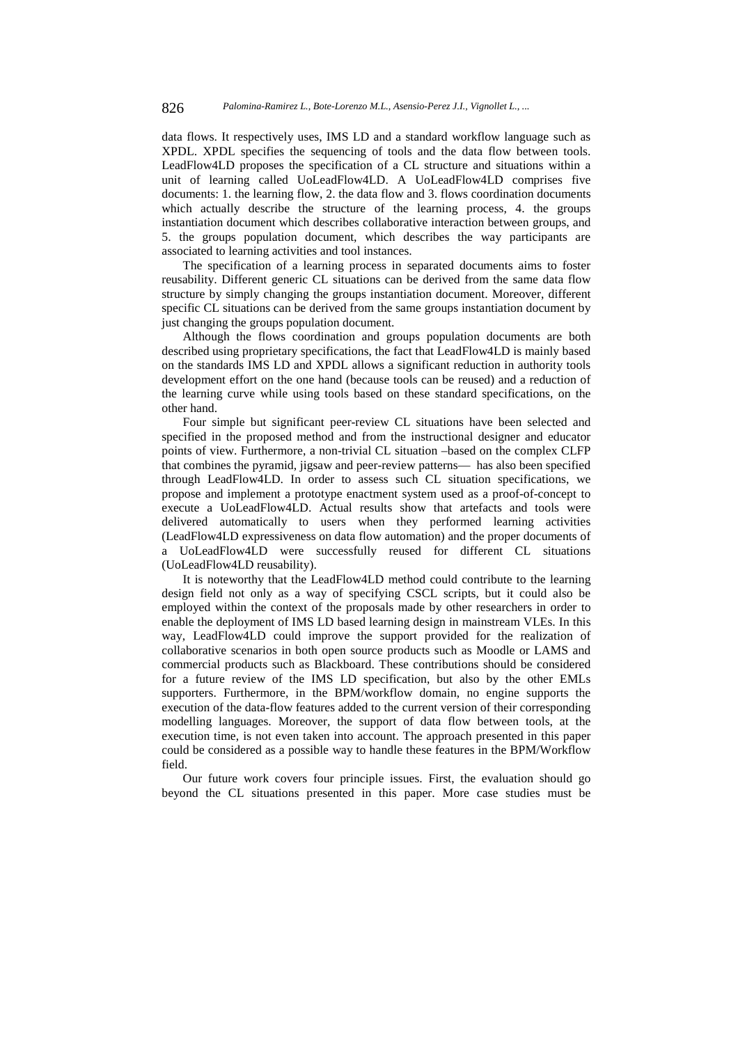data flows. It respectively uses, IMS LD and a standard workflow language such as XPDL. XPDL specifies the sequencing of tools and the data flow between tools. LeadFlow4LD proposes the specification of a CL structure and situations within a unit of learning called UoLeadFlow4LD. A UoLeadFlow4LD comprises five documents: 1. the learning flow, 2. the data flow and 3. flows coordination documents which actually describe the structure of the learning process, 4. the groups instantiation document which describes collaborative interaction between groups, and 5. the groups population document, which describes the way participants are associated to learning activities and tool instances.

The specification of a learning process in separated documents aims to foster reusability. Different generic CL situations can be derived from the same data flow structure by simply changing the groups instantiation document. Moreover, different specific CL situations can be derived from the same groups instantiation document by just changing the groups population document.

Although the flows coordination and groups population documents are both described using proprietary specifications, the fact that LeadFlow4LD is mainly based on the standards IMS LD and XPDL allows a significant reduction in authority tools development effort on the one hand (because tools can be reused) and a reduction of the learning curve while using tools based on these standard specifications, on the other hand.

Four simple but significant peer-review CL situations have been selected and specified in the proposed method and from the instructional designer and educator points of view. Furthermore, a non-trivial CL situation –based on the complex CLFP that combines the pyramid, jigsaw and peer-review patterns— has also been specified through LeadFlow4LD. In order to assess such CL situation specifications, we propose and implement a prototype enactment system used as a proof-of-concept to execute a UoLeadFlow4LD. Actual results show that artefacts and tools were delivered automatically to users when they performed learning activities (LeadFlow4LD expressiveness on data flow automation) and the proper documents of a UoLeadFlow4LD were successfully reused for different CL situations (UoLeadFlow4LD reusability).

It is noteworthy that the LeadFlow4LD method could contribute to the learning design field not only as a way of specifying CSCL scripts, but it could also be employed within the context of the proposals made by other researchers in order to enable the deployment of IMS LD based learning design in mainstream VLEs. In this way, LeadFlow4LD could improve the support provided for the realization of collaborative scenarios in both open source products such as Moodle or LAMS and commercial products such as Blackboard. These contributions should be considered for a future review of the IMS LD specification, but also by the other EMLs supporters. Furthermore, in the BPM/workflow domain, no engine supports the execution of the data-flow features added to the current version of their corresponding modelling languages. Moreover, the support of data flow between tools, at the execution time, is not even taken into account. The approach presented in this paper could be considered as a possible way to handle these features in the BPM/Workflow field.

Our future work covers four principle issues. First, the evaluation should go beyond the CL situations presented in this paper. More case studies must be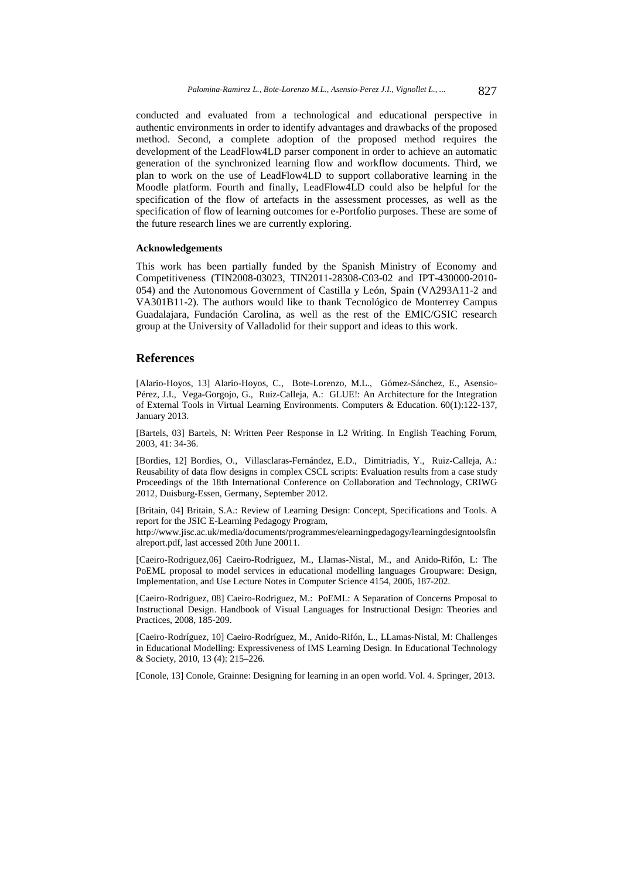conducted and evaluated from a technological and educational perspective in authentic environments in order to identify advantages and drawbacks of the proposed method. Second, a complete adoption of the proposed method requires the development of the LeadFlow4LD parser component in order to achieve an automatic generation of the synchronized learning flow and workflow documents. Third, we plan to work on the use of LeadFlow4LD to support collaborative learning in the Moodle platform. Fourth and finally, LeadFlow4LD could also be helpful for the specification of the flow of artefacts in the assessment processes, as well as the specification of flow of learning outcomes for e-Portfolio purposes. These are some of the future research lines we are currently exploring.

#### Acknowledgements

This work has been partially funded by the Spanish Ministry of Economy and Competitiveness (TIN2008-03023, TIN2011-28308-C03-02 and IPT-430000-2010-054) and the Autonomous Government of Castilla y León, Spain (VA293A11-2 and VA301B11-2). The authors would like to thank Tecnológico de Monterrey Campus Guadalajara, Fundación Carolina, as well as the rest of the EMIC/GSIC research group at the University of Valladolid for their support and ideas to this work.

## References

[Alario-Hoyos, 13] Alario-Hoyos, C., Bote-Lorenzo, M.L., Gómez-Sánchez, E., Asensio-Pérez, J.I., Vega-Gorgojo, G., Ruiz-Calleja, A.: GLUE!: An Architecture for the Integration of External Tools in Virtual Learning Environments. Computers & Education. 60(1):122-137, January 2013.

[Bartels, 03] Bartels, N: Written Peer Response in L2 Writing. In English Teaching Forum, 2003, 41: 34-36.

[Bordies, 12] Bordies, O., Villasclaras-Fernández, E.D., Dimitriadis, Y., Ruiz-Calleja, A.: Reusability of data flow designs in complex CSCL scripts: Evaluation results from a case study Proceedings of the 18th International Conference on Collaboration and Technology, CRIWG 2012, Duisburg-Essen, Germany, September 2012.

[Britain, 04] Britain, S.A.: Review of Learning Design: Concept, Specifications and Tools. A report for the JSIC E-Learning Pedagogy Program, http://www.jisc.ac.uk/media/documents/programmes/elearningpedagogy/learningdesigntoolsfinalreport.pdf, last accessed 20th June 20011.

[Caeiro-Rodriguez,06] Caeiro-Rodríguez, M., Llamas-Nistal, M., and Anido-Rifón, L: The PoEML proposal to model services in educational modelling languages Groupware: Design, Implementation, and Use Lecture Notes in Computer Science 4154, 2006, 187-202.

[Caeiro-Rodriguez, 08] Caeiro-Rodriguez, M.: PoEML: A Separation of Concerns Proposal to Instructional Design. Handbook of Visual Languages for Instructional Design: Theories and Practices, 2008, 185-209.

[Caeiro-Rodríguez, 10] Caeiro-Rodríguez, M., Anido-Rifón, L., LLamas-Nistal, M: Challenges in Educational Modelling: Expressiveness of IMS Learning Design. In Educational Technology & Society, 2010, 13 (4): 215–226.

[Conole, 13] Conole, Grainne: Designing for learning in an open world. Vol. 4. Springer, 2013.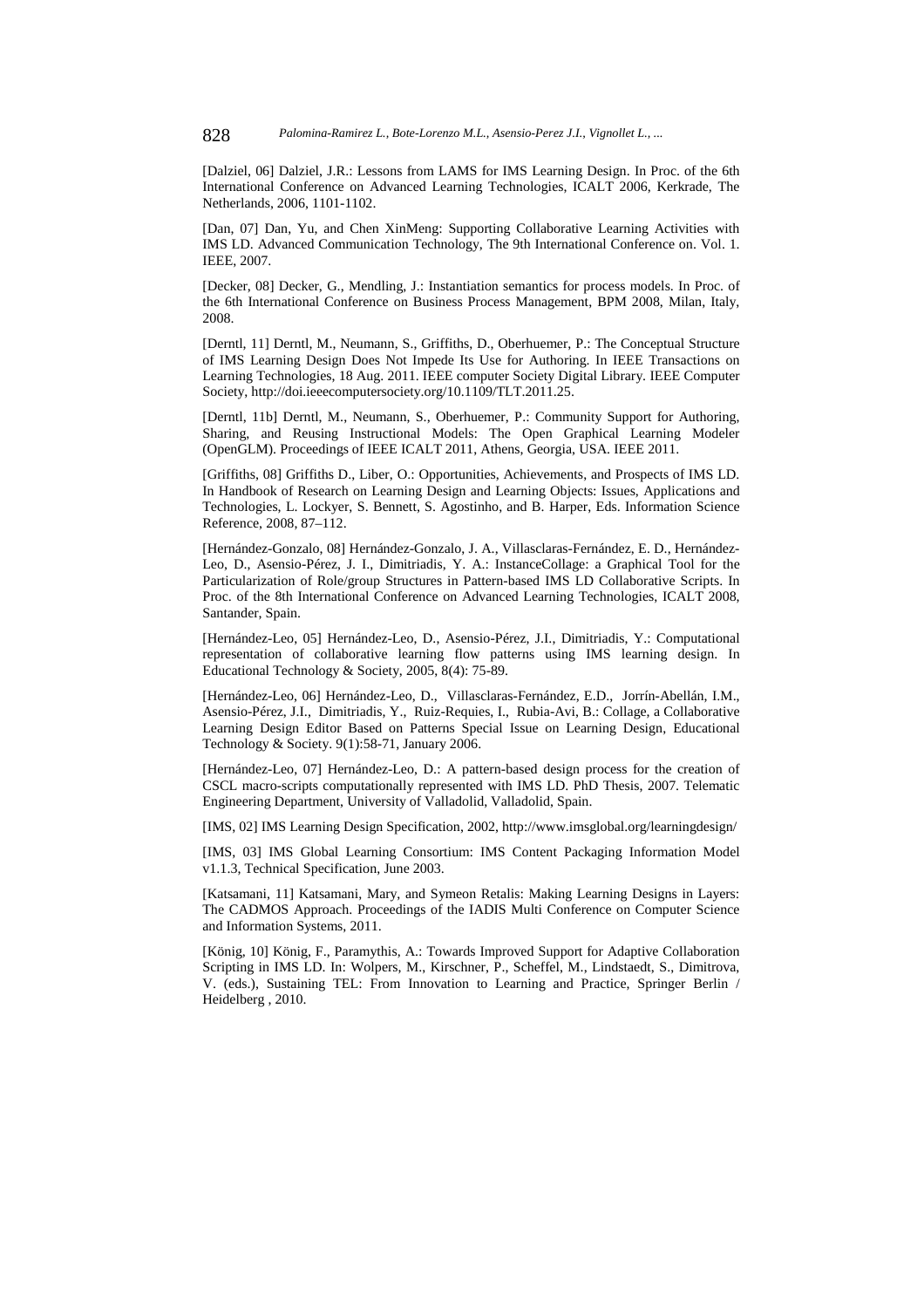[Dalziel, 06] Dalziel, J.R.: Lessons from LAMS for IMS Learning Design. In Proc. of the 6th International Conference on Advanced Learning Technologies, ICALT 2006, Kerkrade, The Netherlands, 2006, 1101-1102.

[Dan, 07] Dan, Yu, and Chen XinMeng: Supporting Collaborative Learning Activities with IMS LD. Advanced Communication Technology, The 9th International Conference on. Vol. 1. IEEE, 2007.

[Decker, 08] Decker, G., Mendling, J.: Instantiation semantics for process models. In Proc. of the 6th International Conference on Business Process Management, BPM 2008, Milan, Italy, 2008.

[Derntl, 11] Derntl, M., Neumann, S., Griffiths, D., Oberhuemer, P.: The Conceptual Structure of IMS Learning Design Does Not Impede Its Use for Authoring. In IEEE Transactions on Learning Technologies, 18 Aug. 2011. IEEE computer Society Digital Library. IEEE Computer Society, http://doi.ieeecomputersociety.org/10.1109/TLT.2011.25.

[Derntl, 11b] Derntl, M., Neumann, S., Oberhuemer, P.: Community Support for Authoring, Sharing, and Reusing Instructional Models: The Open Graphical Learning Modeler (OpenGLM). Proceedings of IEEE ICALT 2011, Athens, Georgia, USA. IEEE 2011.

[Griffiths, 08] Griffiths D., Liber, O.: Opportunities, Achievements, and Prospects of IMS LD. In Handbook of Research on Learning Design and Learning Objects: Issues, Applications and Technologies, L. Lockyer, S. Bennett, S. Agostinho, and B. Harper, Eds. Information Science Reference, 2008, 87–112.

[Hernández-Gonzalo, 08] Hernández-Gonzalo, J. A., Villasclaras-Fernández, E. D., Hernández-Leo, D., Asensio-Pérez, J. I., Dimitriadis, Y. A.: InstanceCollage: a Graphical Tool for the Particularization of Role/group Structures in Pattern-based IMS LD Collaborative Scripts. In Proc. of the 8th International Conference on Advanced Learning Technologies, ICALT 2008, Santander, Spain.

[Hernández-Leo, 05] Hernández-Leo, D., Asensio-Pérez, J.I., Dimitriadis, Y.: Computational representation of collaborative learning flow patterns using IMS learning design. In Educational Technology & Society, 2005, 8(4): 75-89.

[Hernández-Leo, 06] Hernández-Leo, D., Villasclaras-Fernández, E.D., Jorrín-Abellán, I.M., Asensio-Pérez, J.I., Dimitriadis, Y., Ruiz-Requies, I., Rubia-Avi, B.: Collage, a Collaborative Learning Design Editor Based on Patterns Special Issue on Learning Design, Educational Technology & Society. 9(1):58-71, January 2006.

[Hernández-Leo, 07] Hernández-Leo, D.: A pattern-based design process for the creation of CSCL macro-scripts computationally represented with IMS LD. PhD Thesis, 2007. Telematic Engineering Department, University of Valladolid, Valladolid, Spain.

[IMS, 02] IMS Learning Design Specification, 2002, http://www.imsglobal.org/learningdesign/

[IMS, 03] IMS Global Learning Consortium: IMS Content Packaging Information Model v1.1.3, Technical Specification, June 2003.

[Katsamani, 11] Katsamani, Mary, and Symeon Retalis: Making Learning Designs in Layers: The CADMOS Approach. Proceedings of the IADIS Multi Conference on Computer Science and Information Systems, 2011.

[König, 10] König, F., Paramythis, A.: Towards Improved Support for Adaptive Collaboration Scripting in IMS LD. In: Wolpers, M., Kirschner, P., Scheffel, M., Lindstaedt, S., Dimitrova, V. (eds.), Sustaining TEL: From Innovation to Learning and Practice, Springer Berlin / Heidelberg , 2010.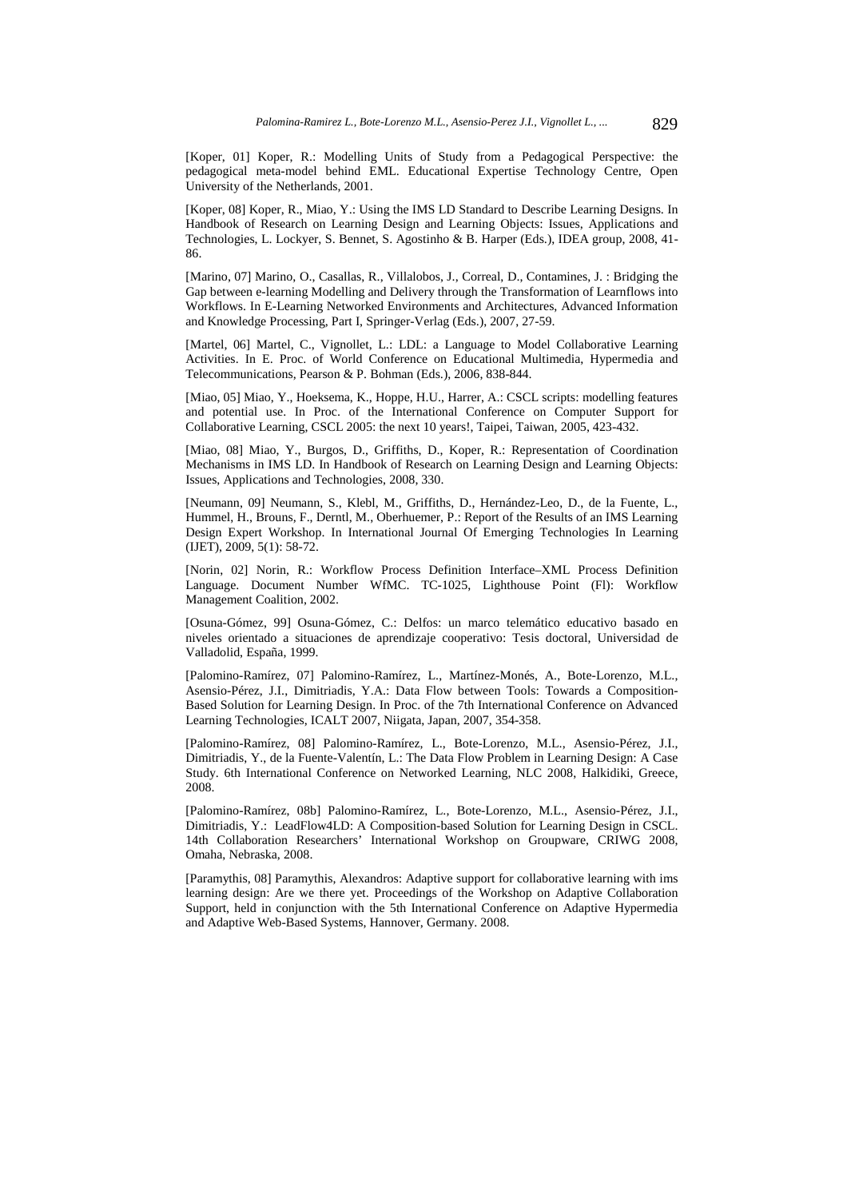[Koper, 01] Koper, R.: Modelling Units of Study from a Pedagogical Perspective: the pedagogical meta-model behind EML. Educational Expertise Technology Centre, Open University of the Netherlands, 2001.

[Koper, 08] Koper, R., Miao, Y.: Using the IMS LD Standard to Describe Learning Designs. In Handbook of Research on Learning Design and Learning Objects: Issues, Applications and Technologies, L. Lockyer, S. Bennet, S. Agostinho & B. Harper (Eds.), IDEA group, 2008, 41-86.

[Marino, 07] Marino, O., Casallas, R., Villalobos, J., Correal, D., Contamines, J. : Bridging the Gap between e-learning Modelling and Delivery through the Transformation of Learnflows into Workflows. In E-Learning Networked Environments and Architectures, Advanced Information and Knowledge Processing, Part I, Springer-Verlag (Eds.), 2007, 27-59.

[Martel, 06] Martel, C., Vignollet, L.: LDL: a Language to Model Collaborative Learning Activities. In E. Proc. of World Conference on Educational Multimedia, Hypermedia and Telecommunications, Pearson & P. Bohman (Eds.), 2006, 838-844.

[Miao, 05] Miao, Y., Hoeksema, K., Hoppe, H.U., Harrer, A.: CSCL scripts: modelling features and potential use. In Proc. of the International Conference on Computer Support for Collaborative Learning, CSCL 2005: the next 10 years!, Taipei, Taiwan, 2005, 423-432.

[Miao, 08] Miao, Y., Burgos, D., Griffiths, D., Koper, R.: Representation of Coordination Mechanisms in IMS LD. In Handbook of Research on Learning Design and Learning Objects: Issues, Applications and Technologies, 2008, 330.

[Neumann, 09] Neumann, S., Klebl, M., Griffiths, D., Hernández-Leo, D., de la Fuente, L., Hummel, H., Brouns, F., Derntl, M., Oberhuemer, P.: Report of the Results of an IMS Learning Design Expert Workshop. In International Journal Of Emerging Technologies In Learning (IJET), 2009, 5(1): 58-72.

[Norin, 02] Norin, R.: Workflow Process Definition Interface–XML Process Definition Language. Document Number WfMC. TC-1025, Lighthouse Point (Fl): Workflow Management Coalition, 2002.

[Osuna-Gómez, 99] Osuna-Gómez, C.: Delfos: un marco telemático educativo basado en niveles orientado a situaciones de aprendizaje cooperativo: Tesis doctoral, Universidad de Valladolid, España, 1999.

[Palomino-Ramírez, 07] Palomino-Ramírez, L., Martínez-Monés, A., Bote-Lorenzo, M.L., Asensio-Pérez, J.I., Dimitriadis, Y.A.: Data Flow between Tools: Towards a Composition-Based Solution for Learning Design. In Proc. of the 7th International Conference on Advanced Learning Technologies, ICALT 2007, Niigata, Japan, 2007, 354-358.

[Palomino-Ramírez, 08] Palomino-Ramírez, L., Bote-Lorenzo, M.L., Asensio-Pérez, J.I., Dimitriadis, Y., de la Fuente-Valentín, L.: The Data Flow Problem in Learning Design: A Case Study. 6th International Conference on Networked Learning, NLC 2008, Halkidiki, Greece, 2008.

[Palomino-Ramírez, 08b] Palomino-Ramírez, L., Bote-Lorenzo, M.L., Asensio-Pérez, J.I., Dimitriadis, Y.: LeadFlow4LD: A Composition-based Solution for Learning Design in CSCL. 14th Collaboration Researchers' International Workshop on Groupware, CRIWG 2008, Omaha, Nebraska, 2008.

[Paramythis, 08] Paramythis, Alexandros: Adaptive support for collaborative learning with ims learning design: Are we there yet. Proceedings of the Workshop on Adaptive Collaboration Support, held in conjunction with the 5th International Conference on Adaptive Hypermedia and Adaptive Web-Based Systems, Hannover, Germany. 2008.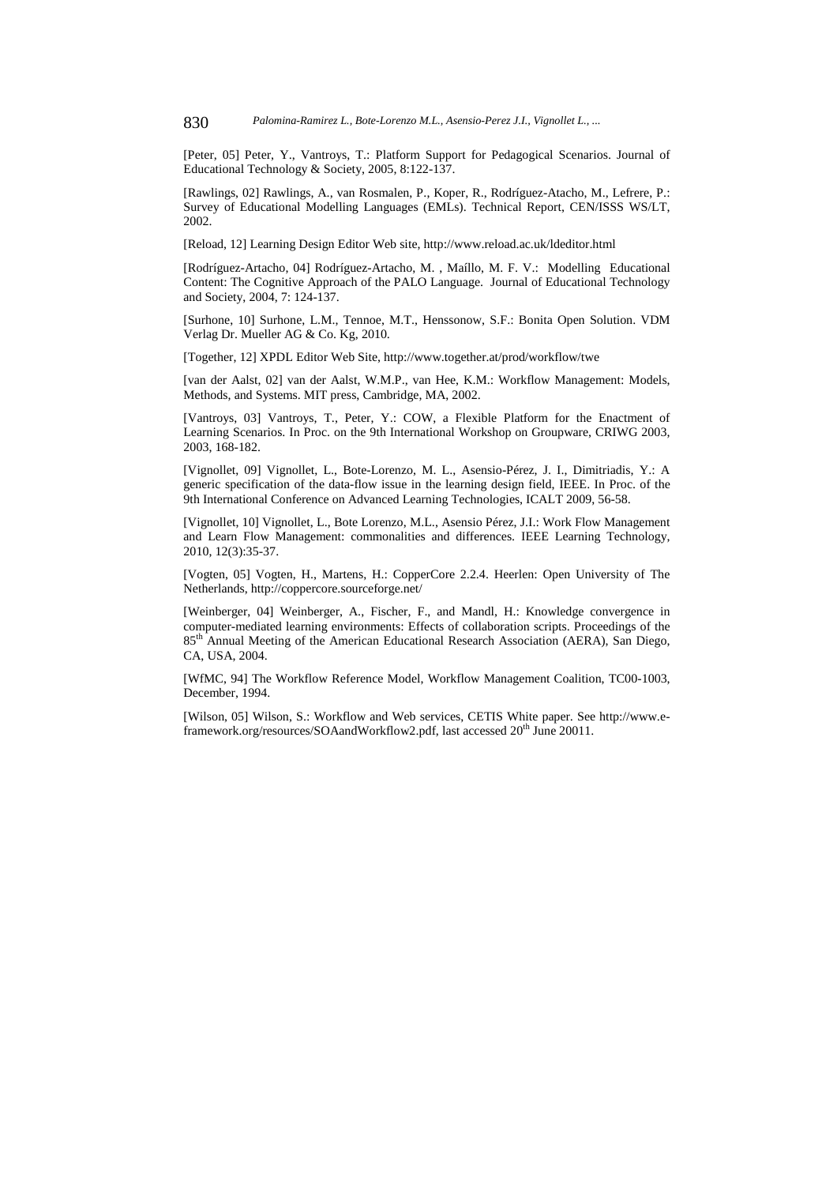[Peter, 05] Peter, Y., Vantroys, T.: Platform Support for Pedagogical Scenarios. Journal of Educational Technology & Society, 2005, 8:122-137.

[Rawlings, 02] Rawlings, A., van Rosmalen, P., Koper, R., Rodríguez-Atacho, M., Lefrere, P.: Survey of Educational Modelling Languages (EMLs). Technical Report, CEN/ISSS WS/LT, 2002.

[Reload, 12] Learning Design Editor Web site, http://www.reload.ac.uk/ldeditor.html

[Rodríguez-Artacho, 04] Rodríguez-Artacho, M. , Maíllo, M. F. V.: Modelling Educational Content: The Cognitive Approach of the PALO Language. Journal of Educational Technology and Society, 2004, 7: 124-137.

[Surhone, 10] Surhone, L.M., Tennoe, M.T., Henssonow, S.F.: Bonita Open Solution. VDM Verlag Dr. Mueller AG & Co. Kg, 2010.

[Together, 12] XPDL Editor Web Site, http://www.together.at/prod/workflow/twe

[van der Aalst, 02] van der Aalst, W.M.P., van Hee, K.M.: Workflow Management: Models, Methods, and Systems. MIT press, Cambridge, MA, 2002.

[Vantroys, 03] Vantroys, T., Peter, Y.: COW, a Flexible Platform for the Enactment of Learning Scenarios. In Proc. on the 9th International Workshop on Groupware, CRIWG 2003, 2003, 168-182.

[Vignollet, 09] Vignollet, L., Bote-Lorenzo, M. L., Asensio-Pérez, J. I., Dimitriadis, Y.: A generic specification of the data-flow issue in the learning design field, IEEE. In Proc. of the 9th International Conference on Advanced Learning Technologies, ICALT 2009, 56-58.

[Vignollet, 10] Vignollet, L., Bote Lorenzo, M.L., Asensio Pérez, J.I.: Work Flow Management and Learn Flow Management: commonalities and differences. IEEE Learning Technology, 2010, 12(3):35-37.

[Vogten, 05] Vogten, H., Martens, H.: CopperCore 2.2.4. Heerlen: Open University of The Netherlands, http://coppercore.sourceforge.net/

[Weinberger, 04] Weinberger, A., Fischer, F., and Mandl, H.: Knowledge convergence in computer-mediated learning environments: Effects of collaboration scripts. Proceedings of the 85th Annual Meeting of the American Educational Research Association (AERA), San Diego, CA, USA, 2004.

[WfMC, 94] The Workflow Reference Model, Workflow Management Coalition, TC00-1003, December, 1994.

[Wilson, 05] Wilson, S.: Workflow and Web services, CETIS White paper. See http://www.e-framework.org/resources/SOAandWorkflow2.pdf, last accessed 20th June 20011.